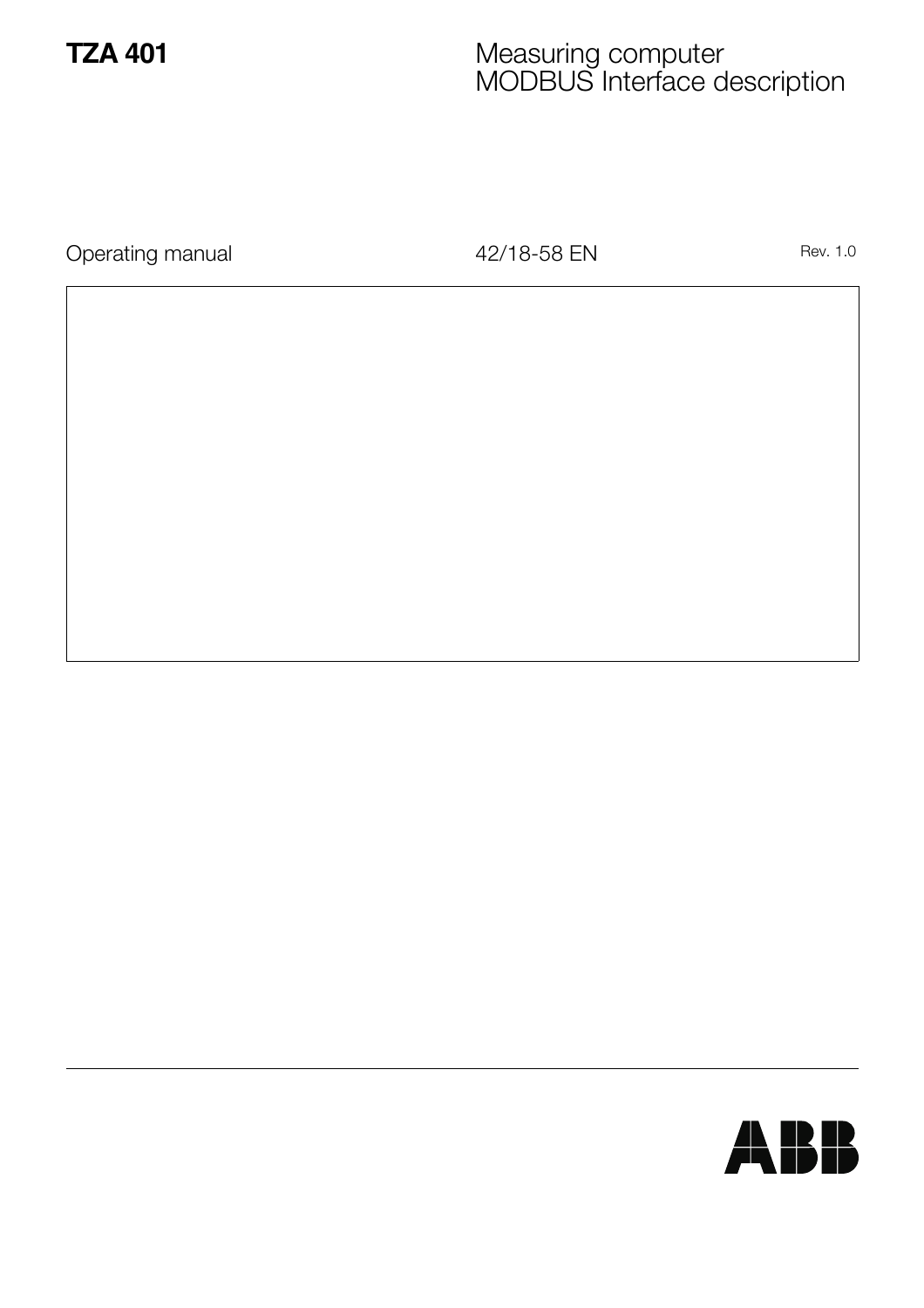# TZA 401

Measuring computer
MODBUS Interface description

Operating manual 42/18-58 EN Rev. 1.0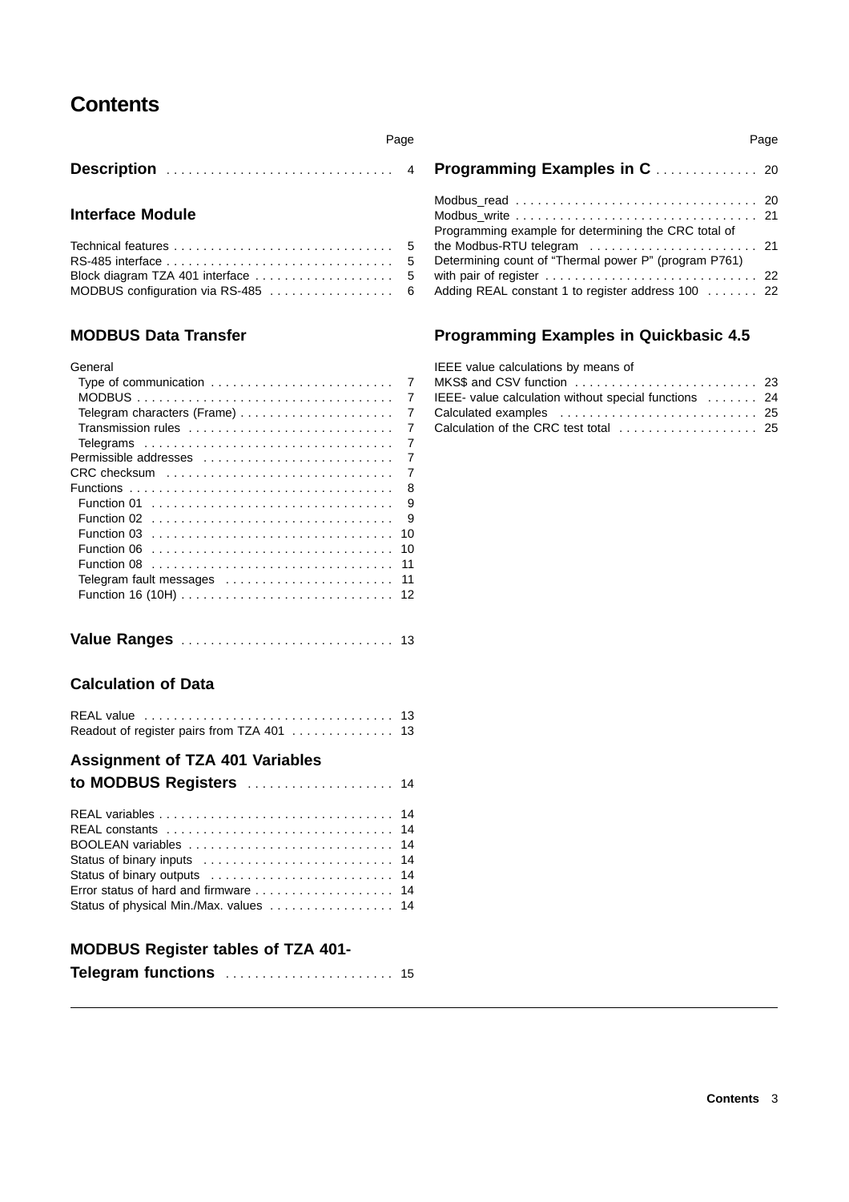# Contents

| | Page |
|---|---|
| **Description** | 4 |

## Interface Module

| | |
|---|---|
| Technical features | 5 |
| RS-485 interface | 5 |
| Block diagram TZA 401 interface | 5 |
| MODBUS configuration via RS-485 | 6 |

## MODBUS Data Transfer

| | |
|---|---|
| General | |
| Type of communication | 7 |
| MODBUS | 7 |
| Telegram characters (Frame) | 7 |
| Transmission rules | 7 |
| Telegrams | 7 |
| Permissible addresses | 7 |
| CRC checksum | 7 |
| Functions | 8 |
| Function 01 | 9 |
| Function 02 | 9 |
| Function 03 | 10 |
| Function 06 | 10 |
| Function 08 | 11 |
| Telegram fault messages | 11 |
| Function 16 (10H) | 12 |

| | |
|---|---|
| **Value Ranges** | 13 |

## Calculation of Data

| | |
|---|---|
| REAL value | 13 |
| Readout of register pairs from TZA 401 | 13 |

## Assignment of TZA 401 Variables to MODBUS Registers ........ 14

| | |
|---|---|
| REAL variables | 14 |
| REAL constants | 14 |
| BOOLEAN variables | 14 |
| Status of binary inputs | 14 |
| Status of binary outputs | 14 |
| Error status of hard and firmware | 14 |
| Status of physical Min./Max. values | 14 |

## MODBUS Register tables of TZA 401-Telegram functions ........ 15

| | Page |
|---|---|
| **Programming Examples in C** | 20 |
| Modbus_read | 20 |
| Modbus_write | 21 |
| Programming example for determining the CRC total of the Modbus-RTU telegram | 21 |
| Determining count of “Thermal power P” (program P761) with pair of register | 22 |
| Adding REAL constant 1 to register address 100 | 22 |

## Programming Examples in Quickbasic 4.5

| | |
|---|---|
| IEEE value calculations by means of MKS$ and CSV function | 23 |
| IEEE- value calculation without special functions | 24 |
| Calculated examples | 25 |
| Calculation of the CRC test total | 25 |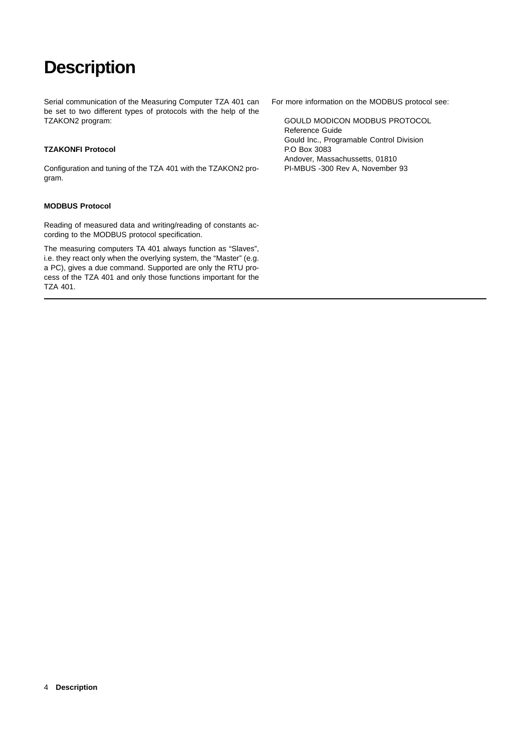# Description

Serial communication of the Measuring Computer TZA 401 can be set to two different types of protocols with the help of the TZAKON2 program:

### TZAKONFI Protocol

Configuration and tuning of the TZA 401 with the TZAKON2 program.

### MODBUS Protocol

Reading of measured data and writing/reading of constants according to the MODBUS protocol specification.

The measuring computers TA 401 always function as “Slaves”, i.e. they react only when the overlying system, the “Master” (e.g. a PC), gives a due command. Supported are only the RTU process of the TZA 401 and only those functions important for the TZA 401.

For more information on the MODBUS protocol see:

GOULD MODICON MODBUS PROTOCOL
Reference Guide
Gould Inc., Programable Control Division
P.O Box 3083
Andover, Massachussetts, 01810
PI-MBUS -300 Rev A, November 93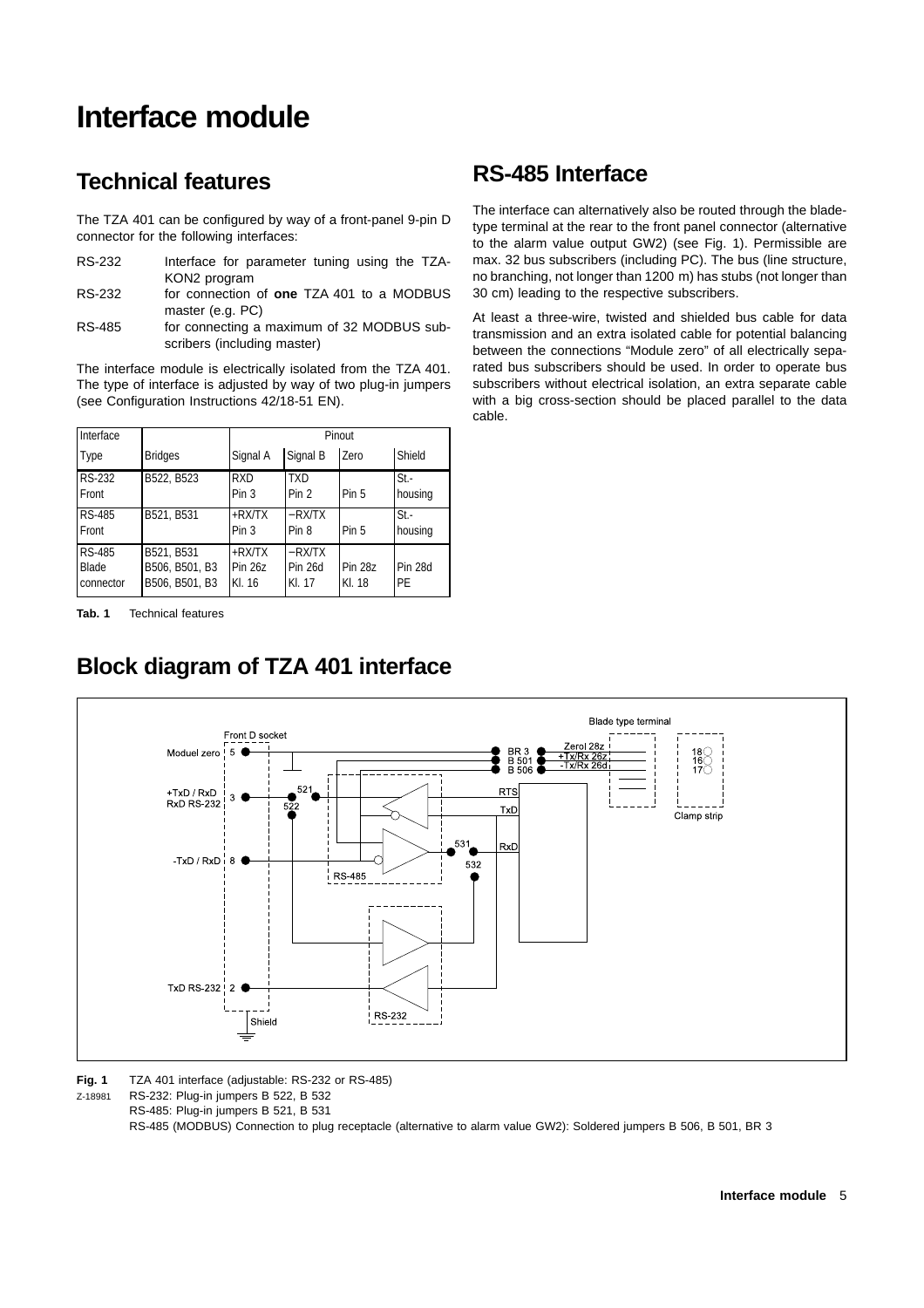# Interface module

## Technical features

The TZA 401 can be configured by way of a front-panel 9-pin D connector for the following interfaces:

| | |
|---|---|
| RS-232 | Interface for parameter tuning using the TZA-KON2 program |
| RS-232 | for connection of **one** TZA 401 to a MODBUS master (e.g. PC) |
| RS-485 | for connecting a maximum of 32 MODBUS subscribers (including master) |

The interface module is electrically isolated from the TZA 401. The type of interface is adjusted by way of two plug-in jumpers (see Configuration Instructions 42/18-51 EN).

| Interface | | Pinout | | | |
|---|---|---|---|---|---|
| Type | Bridges | Signal A | Signal B | Zero | Shield |
| RS-232 Front | B522, B523 | RXD Pin 3 | TXD Pin 2 | Pin 5 | St.-housing |
| RS-485 Front | B521, B531 | +RX/TX Pin 3 | −RX/TX Pin 8 | Pin 5 | St.-housing |
| RS-485 Blade connector | B521, B531 B506, B501, B3 B506, B501, B3 | +RX/TX Pin 26z Kl. 16 | −RX/TX Pin 26d Kl. 17 | Pin 28z Kl. 18 | Pin 28d PE |

**Tab. 1** Technical features

## RS-485 Interface

The interface can alternatively also be routed through the blade-type terminal at the rear to the front panel connector (alternative to the alarm value output GW2) (see Fig. 1). Permissible are max. 32 bus subscribers (including PC). The bus (line structure, no branching, not longer than 1200 m) has stubs (not longer than 30 cm) leading to the respective subscribers.

At least a three-wire, twisted and shielded bus cable for data transmission and an extra isolated cable for potential balancing between the connections "Module zero" of all electrically separated bus subscribers should be used. In order to operate bus subscribers without electrical isolation, an extra separate cable with a big cross-section should be placed parallel to the data cable.

## Block diagram of TZA 401 interface

Front D socket | Moduel zero 5 | +TxD / RxD RxD RS-232 3 | -TxD / RxD 8 | TxD RS-232 2 | Shield | 521 | 522 | 531 | 532 | RS-485 | RS-232 | RTS | TxD | RxD | BR 3 | B 501 | B 506 | Zerol 28z | +Tx/Rx 26z | -Tx/Rx 26d | Blade type terminal | 18 | 16 | 17 | Clamp strip

**Fig. 1** TZA 401 interface (adjustable: RS-232 or RS-485)

Z-18981 RS-232: Plug-in jumpers B 522, B 532

RS-485: Plug-in jumpers B 521, B 531

RS-485 (MODBUS) Connection to plug receptacle (alternative to alarm value GW2): Soldered jumpers B 506, B 501, BR 3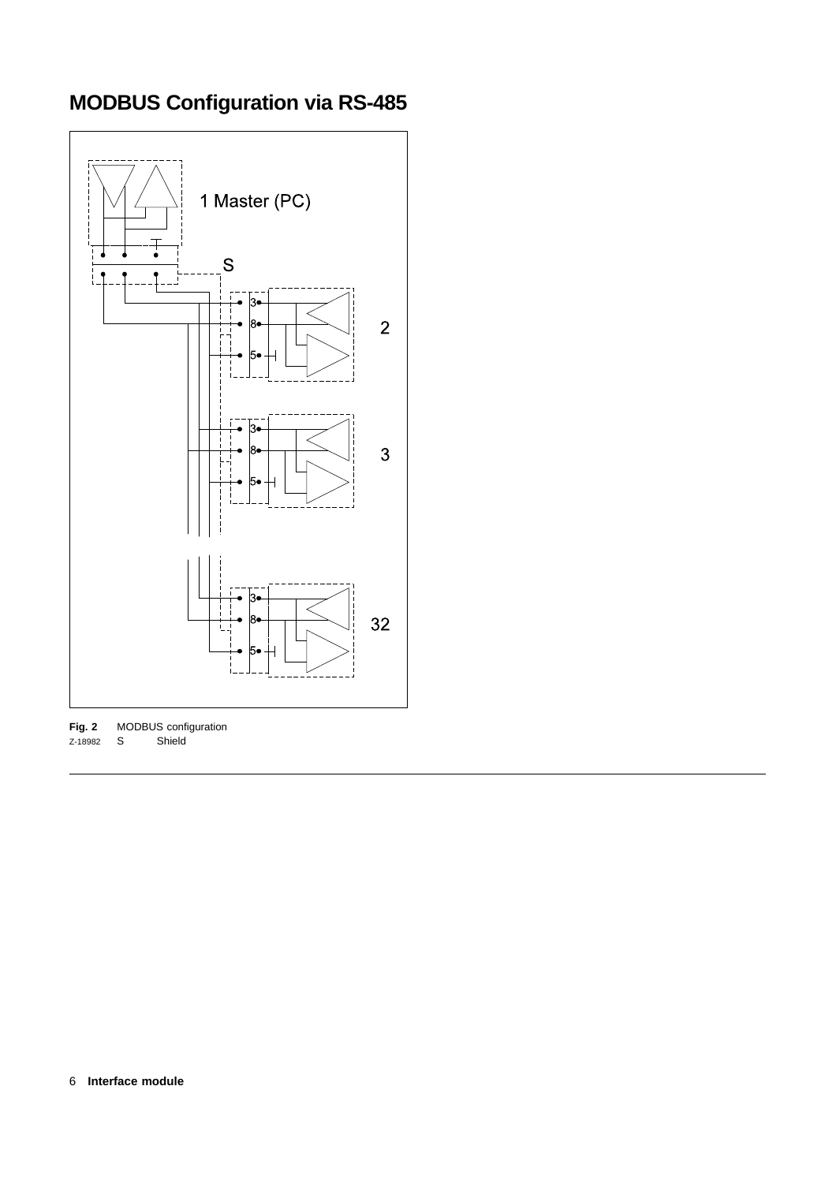## MODBUS Configuration via RS-485

1 Master (PC)

S

2

3

32

**Fig. 2** MODBUS configuration
Z-18982 S Shield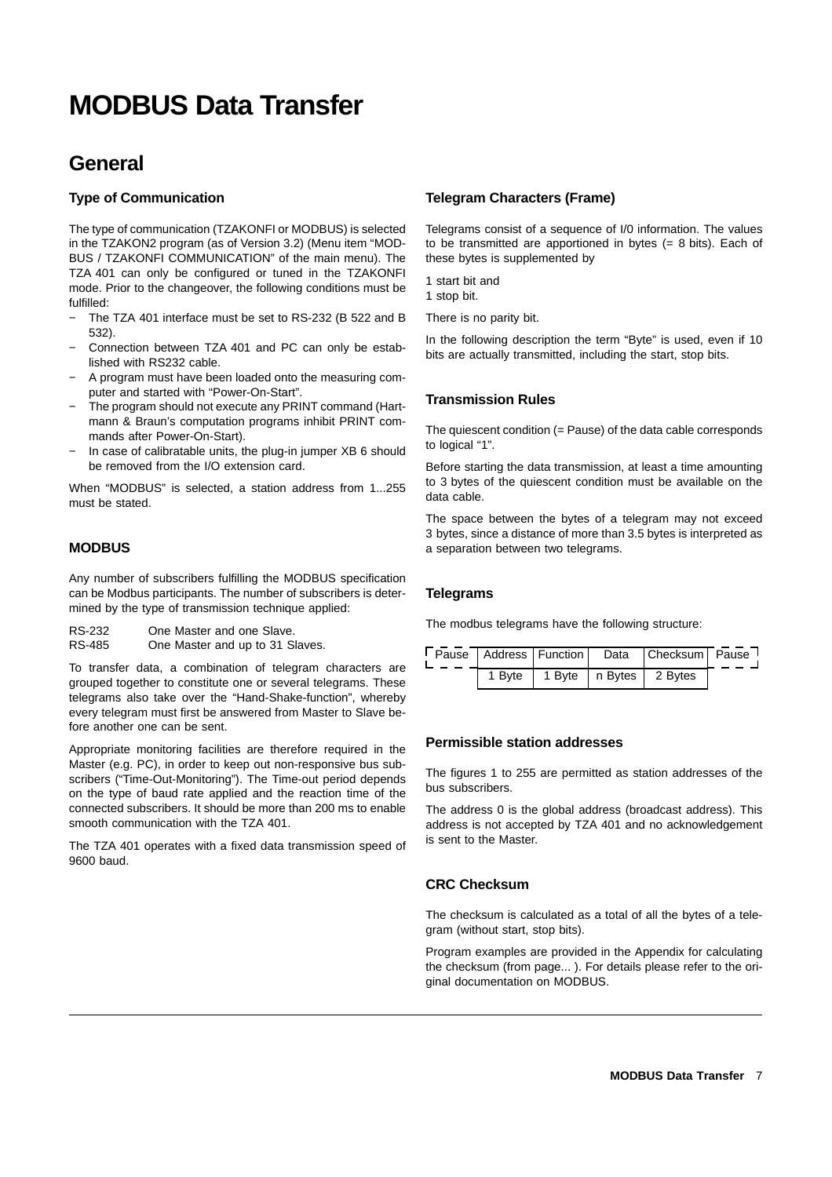# MODBUS Data Transfer

## General

### Type of Communication

The type of communication (TZAKONFI or MODBUS) is selected in the TZAKON2 program (as of Version 3.2) (Menu item "MODBUS / TZAKONFI COMMUNICATION" of the main menu). The TZA 401 can only be configured or tuned in the TZAKONFI mode. Prior to the changeover, the following conditions must be fulfilled:

- The TZA 401 interface must be set to RS-232 (B 522 and B 532).
- Connection between TZA 401 and PC can only be established with RS232 cable.
- A program must have been loaded onto the measuring computer and started with "Power-On-Start".
- The program should not execute any PRINT command (Hartmann & Braun's computation programs inhibit PRINT commands after Power-On-Start).
- In case of calibratable units, the plug-in jumper XB 6 should be removed from the I/O extension card.

When "MODBUS" is selected, a station address from 1...255 must be stated.

### MODBUS

Any number of subscribers fulfilling the MODBUS specification can be Modbus participants. The number of subscribers is determined by the type of transmission technique applied:

| | |
|---|---|
| RS-232 | One Master and one Slave. |
| RS-485 | One Master and up to 31 Slaves. |

To transfer data, a combination of telegram characters are grouped together to constitute one or several telegrams. These telegrams also take over the "Hand-Shake-function", whereby every telegram must first be answered from Master to Slave before another one can be sent.

Appropriate monitoring facilities are therefore required in the Master (e.g. PC), in order to keep out non-responsive bus subscribers ("Time-Out-Monitoring"). The Time-out period depends on the type of baud rate applied and the reaction time of the connected subscribers. It should be more than 200 ms to enable smooth communication with the TZA 401.

The TZA 401 operates with a fixed data transmission speed of 9600 baud.

### Telegram Characters (Frame)

Telegrams consist of a sequence of I/0 information. The values to be transmitted are apportioned in bytes (= 8 bits). Each of these bytes is supplemented by

1 start bit and
1 stop bit.

There is no parity bit.

In the following description the term "Byte" is used, even if 10 bits are actually transmitted, including the start, stop bits.

### Transmission Rules

The quiescent condition (= Pause) of the data cable corresponds to logical "1".

Before starting the data transmission, at least a time amounting to 3 bytes of the quiescent condition must be available on the data cable.

The space between the bytes of a telegram may not exceed 3 bytes, since a distance of more than 3.5 bytes is interpreted as a separation between two telegrams.

### Telegrams

The modbus telegrams have the following structure:

| Pause | Address | Function | Data | Checksum | Pause |
|---|---|---|---|---|---|
| | 1 Byte | 1 Byte | n Bytes | 2 Bytes | |

### Permissible station addresses

The figures 1 to 255 are permitted as station addresses of the bus subscribers.

The address 0 is the global address (broadcast address). This address is not accepted by TZA 401 and no acknowledgement is sent to the Master.

### CRC Checksum

The checksum is calculated as a total of all the bytes of a telegram (without start, stop bits).

Program examples are provided in the Appendix for calculating the checksum (from page... ). For details please refer to the original documentation on MODBUS.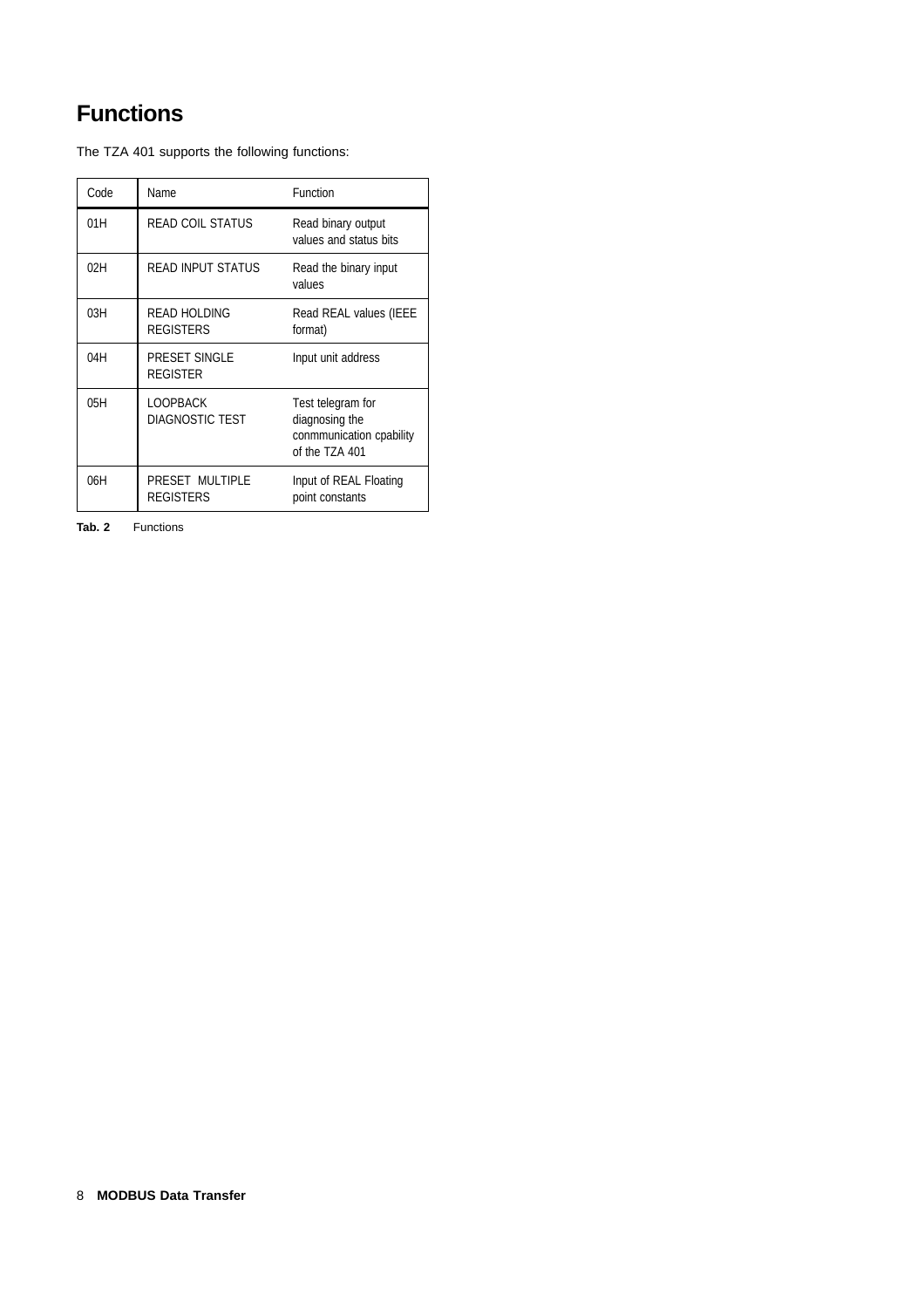# Functions

The TZA 401 supports the following functions:

| Code | Name | Function |
|---|---|---|
| 01H | READ COIL STATUS | Read binary output values and status bits |
| 02H | READ INPUT STATUS | Read the binary input values |
| 03H | READ HOLDING REGISTERS | Read REAL values (IEEE format) |
| 04H | PRESET SINGLE REGISTER | Input unit address |
| 05H | LOOPBACK DIAGNOSTIC TEST | Test telegram for diagnosing the conmmunication cpability of the TZA 401 |
| 06H | PRESET MULTIPLE REGISTERS | Input of REAL Floating point constants |

**Tab. 2** Functions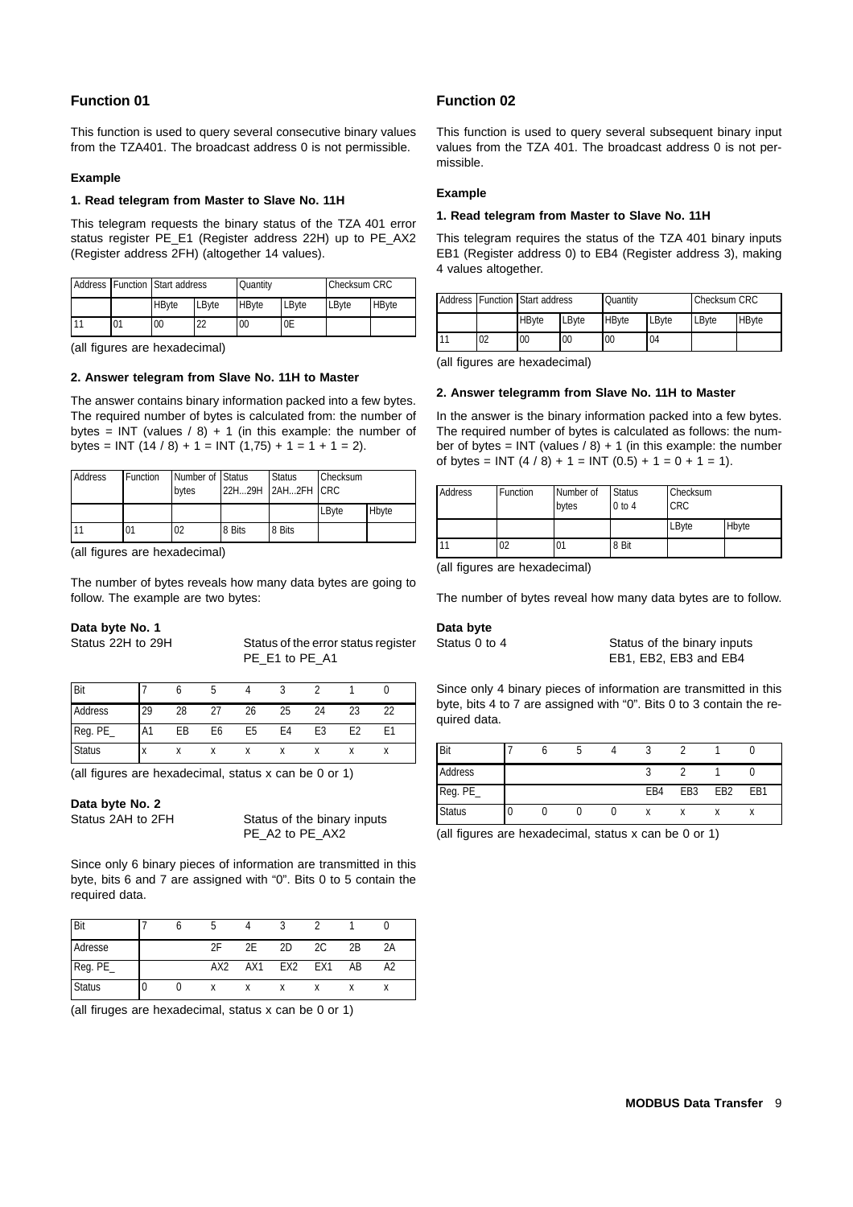## Function 01

This function is used to query several consecutive binary values from the TZA401. The broadcast address 0 is not permissible.

### Example

#### 1. Read telegram from Master to Slave No. 11H

This telegram requests the binary status of the TZA 401 error status register PE_E1 (Register address 22H) up to PE_AX2 (Register address 2FH) (altogether 14 values).

| Address | Function | Start address | | Quantity | | Checksum CRC | |
|---|---|---|---|---|---|---|---|
| | | HByte | LByte | HByte | LByte | LByte | HByte |
| 11 | 01 | 00 | 22 | 00 | 0E | | |

(all figures are hexadecimal)

#### 2. Answer telegram from Slave No. 11H to Master

The answer contains binary information packed into a few bytes. The required number of bytes is calculated from: the number of bytes = INT (values / 8) + 1 (in this example: the number of bytes = INT (14 / 8) + 1 = INT (1,75) + 1 = 1 + 1 = 2).

| Address | Function | Number of bytes | Status 22H...29H | Status 2AH...2FH | Checksum CRC | |
|---|---|---|---|---|---|---|
| | | | | | LByte | Hbyte |
| 11 | 01 | 02 | 8 Bits | 8 Bits | | |

(all figures are hexadecimal)

The number of bytes reveals how many data bytes are going to follow. The example are two bytes:

**Data byte No. 1**

Status 22H to 29H — Status of the error status register PE_E1 to PE_A1

| Bit | 7 | 6 | 5 | 4 | 3 | 2 | 1 | 0 |
|---|---|---|---|---|---|---|---|---|
| Address | 29 | 28 | 27 | 26 | 25 | 24 | 23 | 22 |
| Reg. PE_ | A1 | EB | E6 | E5 | E4 | E3 | E2 | E1 |
| Status | x | x | x | x | x | x | x | x |

(all figures are hexadecimal, status x can be 0 or 1)

**Data byte No. 2**

Status 2AH to 2FH — Status of the binary inputs PE_A2 to PE_AX2

Since only 6 binary pieces of information are transmitted in this byte, bits 6 and 7 are assigned with “0”. Bits 0 to 5 contain the required data.

| Bit | 7 | 6 | 5 | 4 | 3 | 2 | 1 | 0 |
|---|---|---|---|---|---|---|---|---|
| Adresse | | | 2F | 2E | 2D | 2C | 2B | 2A |
| Reg. PE_ | | | AX2 | AX1 | EX2 | EX1 | AB | A2 |
| Status | 0 | 0 | x | x | x | x | x | x |

(all firuges are hexadecimal, status x can be 0 or 1)

## Function 02

This function is used to query several subsequent binary input values from the TZA 401. The broadcast address 0 is not permissible.

### Example

#### 1. Read telegram from Master to Slave No. 11H

This telegram requires the status of the TZA 401 binary inputs EB1 (Register address 0) to EB4 (Register address 3), making 4 values altogether.

| Address | Function | Start address | | Quantity | | Checksum CRC | |
|---|---|---|---|---|---|---|---|
| | | HByte | LByte | HByte | LByte | LByte | HByte |
| 11 | 02 | 00 | 00 | 00 | 04 | | |

(all figures are hexadecimal)

#### 2. Answer telegramm from Slave No. 11H to Master

In the answer is the binary information packed into a few bytes. The required number of bytes is calculated as follows: the number of bytes = INT (values / 8) + 1 (in this example: the number of bytes = INT (4 / 8) + 1 = INT (0.5) + 1 = 0 + 1 = 1).

| Address | Function | Number of bytes | Status 0 to 4 | Checksum CRC | |
|---|---|---|---|---|---|
| | | | | LByte | Hbyte |
| 11 | 02 | 01 | 8 Bit | | |

(all figures are hexadecimal)

The number of bytes reveal how many data bytes are to follow.

**Data byte**

Status 0 to 4 — Status of the binary inputs EB1, EB2, EB3 and EB4

Since only 4 binary pieces of information are transmitted in this byte, bits 4 to 7 are assigned with “0”. Bits 0 to 3 contain the required data.

| Bit | 7 | 6 | 5 | 4 | 3 | 2 | 1 | 0 |
|---|---|---|---|---|---|---|---|---|
| Address | | | | | 3 | 2 | 1 | 0 |
| Reg. PE_ | | | | | EB4 | EB3 | EB2 | EB1 |
| Status | 0 | 0 | 0 | 0 | x | x | x | x |

(all figures are hexadecimal, status x can be 0 or 1)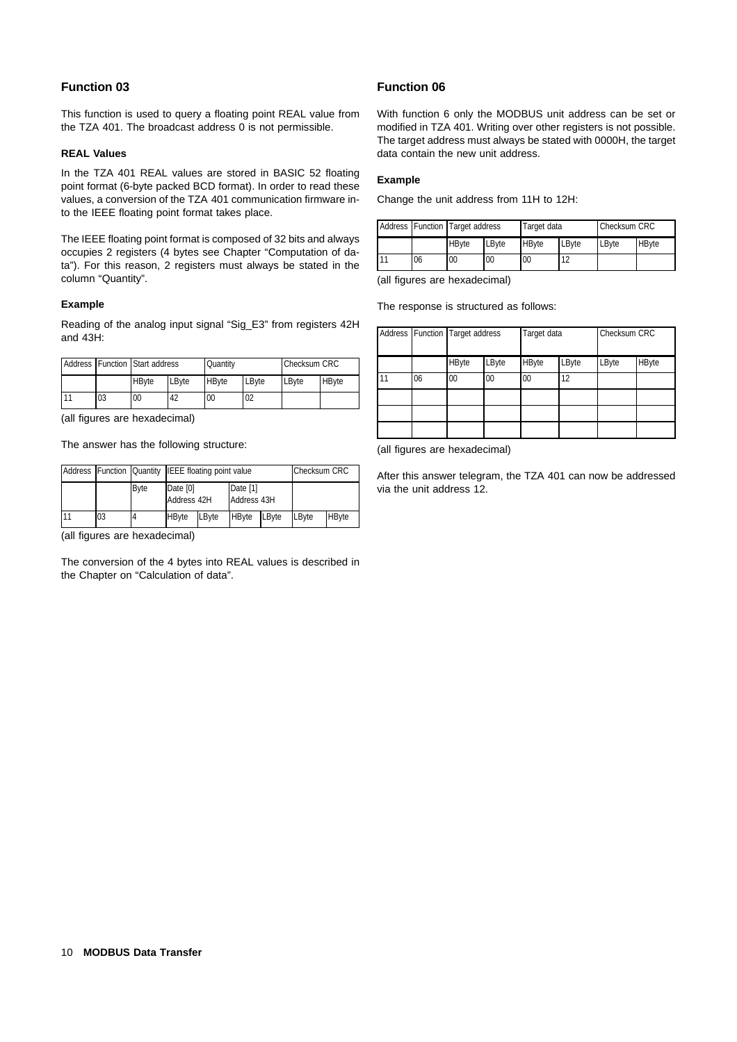## Function 03

This function is used to query a floating point REAL value from the TZA 401. The broadcast address 0 is not permissible.

### REAL Values

In the TZA 401 REAL values are stored in BASIC 52 floating point format (6-byte packed BCD format). In order to read these values, a conversion of the TZA 401 communication firmware into the IEEE floating point format takes place.

The IEEE floating point format is composed of 32 bits and always occupies 2 registers (4 bytes see Chapter "Computation of data"). For this reason, 2 registers must always be stated in the column "Quantity".

### Example

Reading of the analog input signal "Sig_E3" from registers 42H and 43H:

| Address | Function | Start address | | Quantity | | Checksum CRC | |
|---|---|---|---|---|---|---|---|
| | | HByte | LByte | HByte | LByte | LByte | HByte |
| 11 | 03 | 00 | 42 | 00 | 02 | | |

(all figures are hexadecimal)

The answer has the following structure:

| Address | Function | Quantity | IEEE floating point value | | | | Checksum CRC | |
|---|---|---|---|---|---|---|---|---|
| | | Byte | Date [0] Address 42H | | Date [1] Address 43H | | | |
| 11 | 03 | 4 | HByte | LByte | HByte | LByte | LByte | HByte |

(all figures are hexadecimal)

The conversion of the 4 bytes into REAL values is described in the Chapter on "Calculation of data".

## Function 06

With function 6 only the MODBUS unit address can be set or modified in TZA 401. Writing over other registers is not possible. The target address must always be stated with 0000H, the target data contain the new unit address.

### Example

Change the unit address from 11H to 12H:

| Address | Function | Target address | | Target data | | Checksum CRC | |
|---|---|---|---|---|---|---|---|
| | | HByte | LByte | HByte | LByte | LByte | HByte |
| 11 | 06 | 00 | 00 | 00 | 12 | | |

(all figures are hexadecimal)

The response is structured as follows:

| Address | Function | Target address | | Target data | | Checksum CRC | |
|---|---|---|---|---|---|---|---|
| | | HByte | LByte | HByte | LByte | LByte | HByte |
| 11 | 06 | 00 | 00 | 00 | 12 | | |
| | | | | | | | |
| | | | | | | | |
| | | | | | | | |

(all figures are hexadecimal)

After this answer telegram, the TZA 401 can now be addressed via the unit address 12.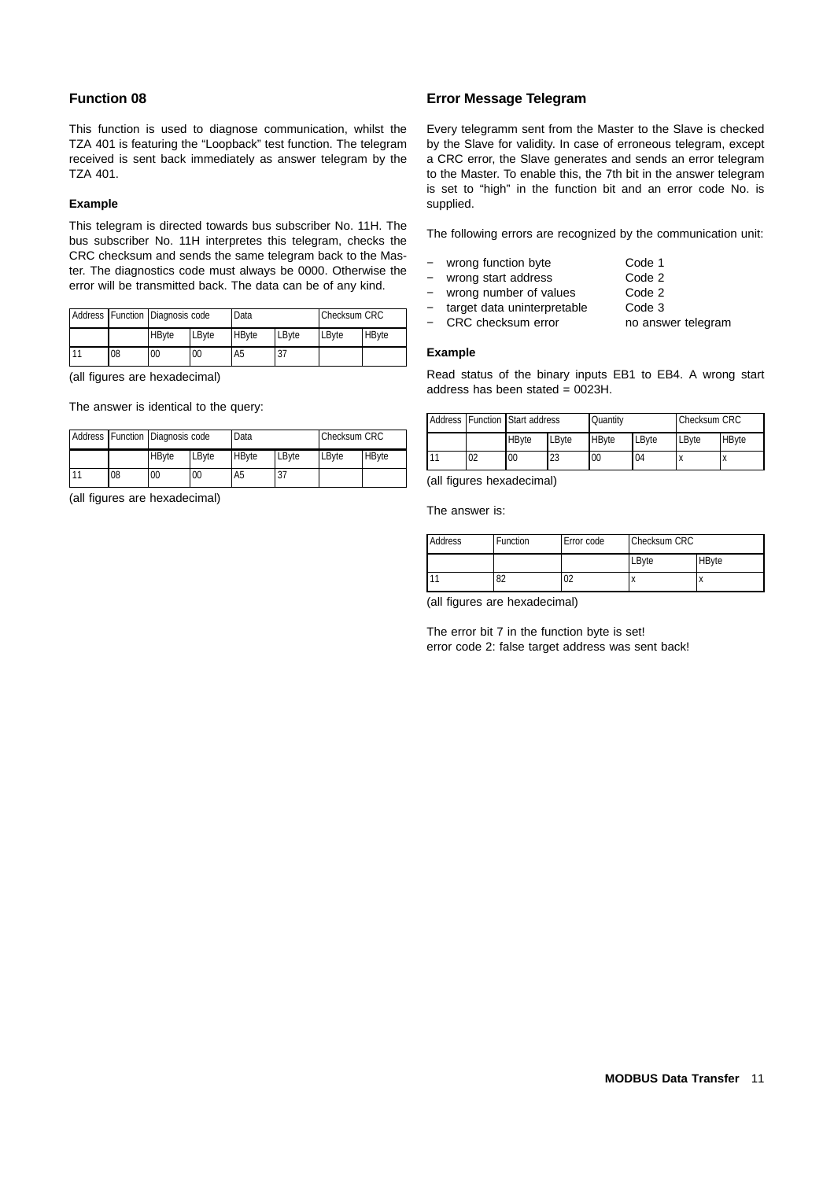## Function 08

This function is used to diagnose communication, whilst the TZA 401 is featuring the “Loopback” test function. The telegram received is sent back immediately as answer telegram by the TZA 401.

### Example

This telegram is directed towards bus subscriber No. 11H. The bus subscriber No. 11H interpretes this telegram, checks the CRC checksum and sends the same telegram back to the Master. The diagnostics code must always be 0000. Otherwise the error will be transmitted back. The data can be of any kind.

| Address | Function | Diagnosis code | | Data | | Checksum CRC | |
|---|---|---|---|---|---|---|---|
| | | HByte | LByte | HByte | LByte | LByte | HByte |
| 11 | 08 | 00 | 00 | A5 | 37 | | |

(all figures are hexadecimal)

The answer is identical to the query:

| Address | Function | Diagnosis code | | Data | | Checksum CRC | |
|---|---|---|---|---|---|---|---|
| | | HByte | LByte | HByte | LByte | LByte | HByte |
| 11 | 08 | 00 | 00 | A5 | 37 | | |

(all figures are hexadecimal)

## Error Message Telegram

Every telegramm sent from the Master to the Slave is checked by the Slave for validity. In case of erroneous telegram, except a CRC error, the Slave generates and sends an error telegram to the Master. To enable this, the 7th bit in the answer telegram is set to “high” in the function bit and an error code No. is supplied.

The following errors are recognized by the communication unit:

- wrong function byte — Code 1
- wrong start address — Code 2
- wrong number of values — Code 2
- target data uninterpretable — Code 3
- CRC checksum error — no answer telegram

### Example

Read status of the binary inputs EB1 to EB4. A wrong start address has been stated = 0023H.

| Address | Function | Start address | | Quantity | | Checksum CRC | |
|---|---|---|---|---|---|---|---|
| | | HByte | LByte | HByte | LByte | LByte | HByte |
| 11 | 02 | 00 | 23 | 00 | 04 | x | x |

(all figures hexadecimal)

The answer is:

| Address | Function | Error code | Checksum CRC | |
|---|---|---|---|---|
| | | | LByte | HByte |
| 11 | 82 | 02 | x | x |

(all figures are hexadecimal)

The error bit 7 in the function byte is set!
error code 2: false target address was sent back!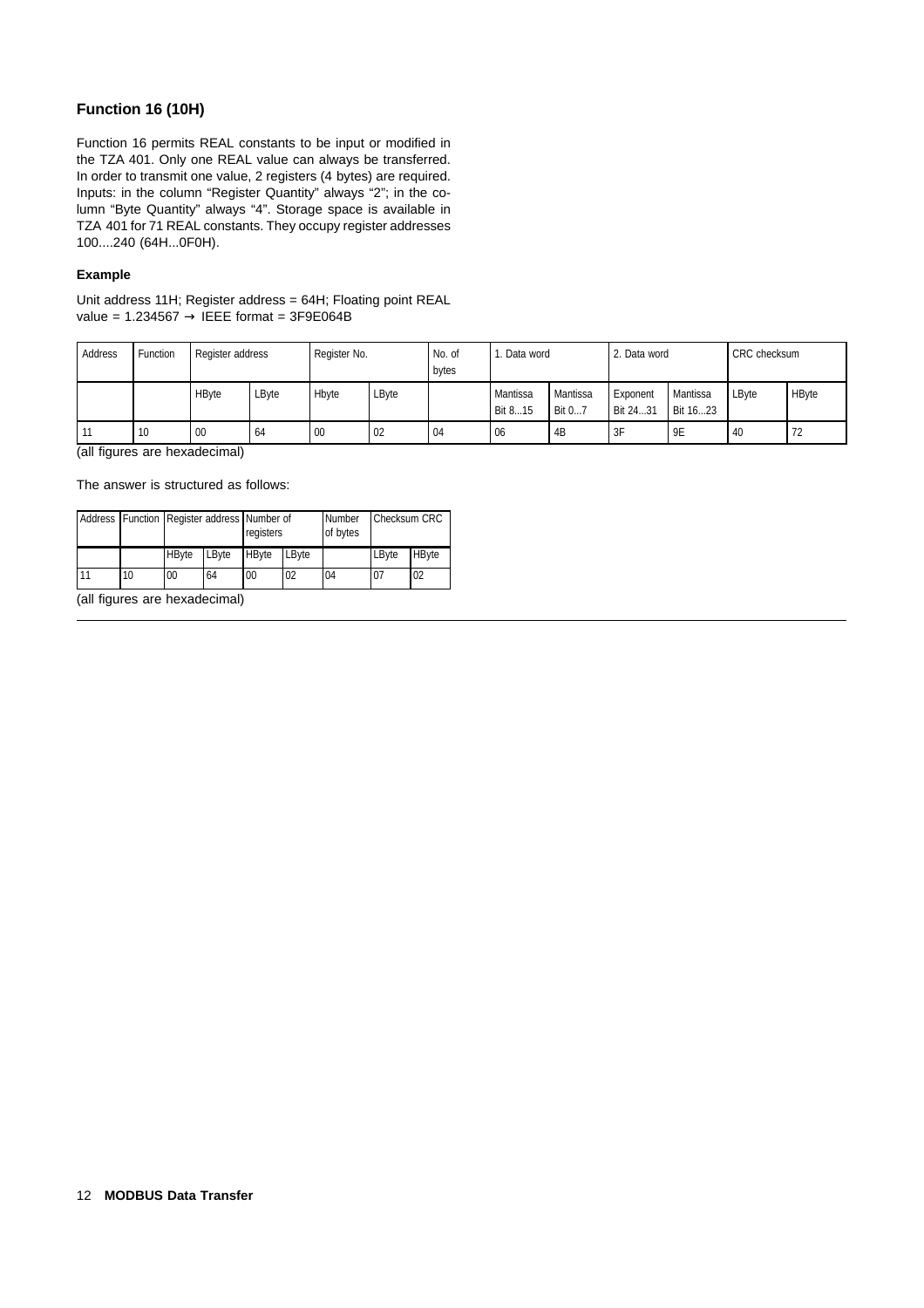## Function 16 (10H)

Function 16 permits REAL constants to be input or modified in the TZA 401. Only one REAL value can always be transferred. In order to transmit one value, 2 registers (4 bytes) are required. Inputs: in the column "Register Quantity" always "2"; in the column "Byte Quantity" always "4". Storage space is available in TZA 401 for 71 REAL constants. They occupy register addresses 100....240 (64H...0F0H).

### Example

Unit address 11H; Register address = 64H; Floating point REAL value = 1.234567 → IEEE format = 3F9E064B

| Address | Function | Register address | | Register No. | | No. of bytes | 1. Data word | | 2. Data word | | CRC checksum | |
|---|---|---|---|---|---|---|---|---|---|---|---|---|
| | | HByte | LByte | Hbyte | LByte | | Mantissa Bit 8...15 | Mantissa Bit 0...7 | Exponent Bit 24...31 | Mantissa Bit 16...23 | LByte | HByte |
| 11 | 10 | 00 | 64 | 00 | 02 | 04 | 06 | 4B | 3F | 9E | 40 | 72 |

(all figures are hexadecimal)

The answer is structured as follows:

| Address | Function | Register address | | Number of registers | | Number of bytes | Checksum CRC | |
|---|---|---|---|---|---|---|---|---|
| | | HByte | LByte | HByte | LByte | | LByte | HByte |
| 11 | 10 | 00 | 64 | 00 | 02 | 04 | 07 | 02 |

(all figures are hexadecimal)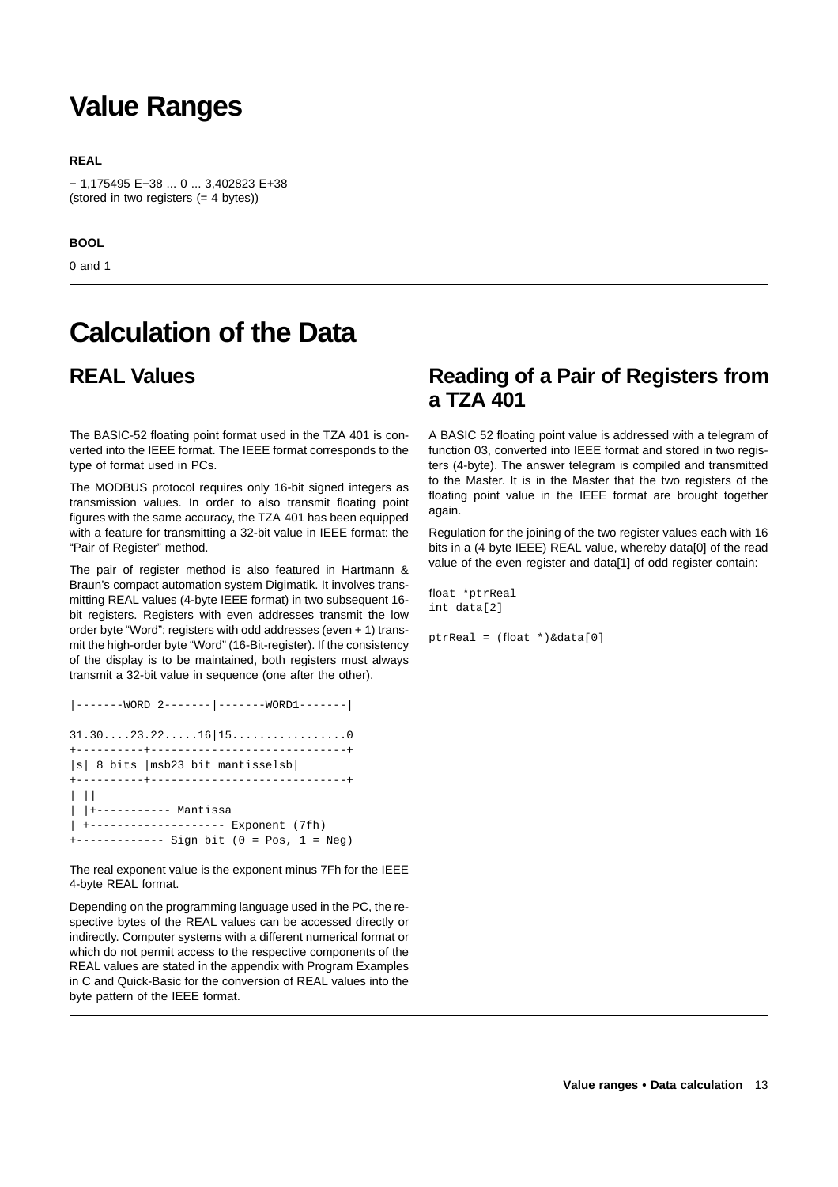# Value Ranges

**REAL**

− 1,175495 E−38 ... 0 ... 3,402823 E+38
(stored in two registers (= 4 bytes))

**BOOL**

0 and 1

# Calculation of the Data

## REAL Values

The BASIC-52 floating point format used in the TZA 401 is converted into the IEEE format. The IEEE format corresponds to the type of format used in PCs.

The MODBUS protocol requires only 16-bit signed integers as transmission values. In order to also transmit floating point figures with the same accuracy, the TZA 401 has been equipped with a feature for transmitting a 32-bit value in IEEE format: the "Pair of Register" method.

The pair of register method is also featured in Hartmann & Braun's compact automation system Digimatik. It involves transmitting REAL values (4-byte IEEE format) in two subsequent 16-bit registers. Registers with even addresses transmit the low order byte "Word"; registers with odd addresses (even + 1) transmit the high-order byte "Word" (16-Bit-register). If the consistency of the display is to be maintained, both registers must always transmit a 32-bit value in sequence (one after the other).

```
|-------WORD 2-------|-------WORD1-------|

31.30....23.22.....16|15.................0
+----------+----------------------------+
|s| 8 bits |msb23 bit mantisselsb|
+----------+----------------------------+
| ||
| |+----------- Mantissa
| +-------------------- Exponent (7fh)
+------------- Sign bit (0 = Pos, 1 = Neg)
```

The real exponent value is the exponent minus 7Fh for the IEEE 4-byte REAL format.

Depending on the programming language used in the PC, the respective bytes of the REAL values can be accessed directly or indirectly. Computer systems with a different numerical format or which do not permit access to the respective components of the REAL values are stated in the appendix with Program Examples in C and Quick-Basic for the conversion of REAL values into the byte pattern of the IEEE format.

## Reading of a Pair of Registers from a TZA 401

A BASIC 52 floating point value is addressed with a telegram of function 03, converted into IEEE format and stored in two registers (4-byte). The answer telegram is compiled and transmitted to the Master. It is in the Master that the two registers of the floating point value in the IEEE format are brought together again.

Regulation for the joining of the two register values each with 16 bits in a (4 byte IEEE) REAL value, whereby data[0] of the read value of the even register and data[1] of odd register contain:

```
float *ptrReal
int data[2]

ptrReal = (float *)&data[0]
```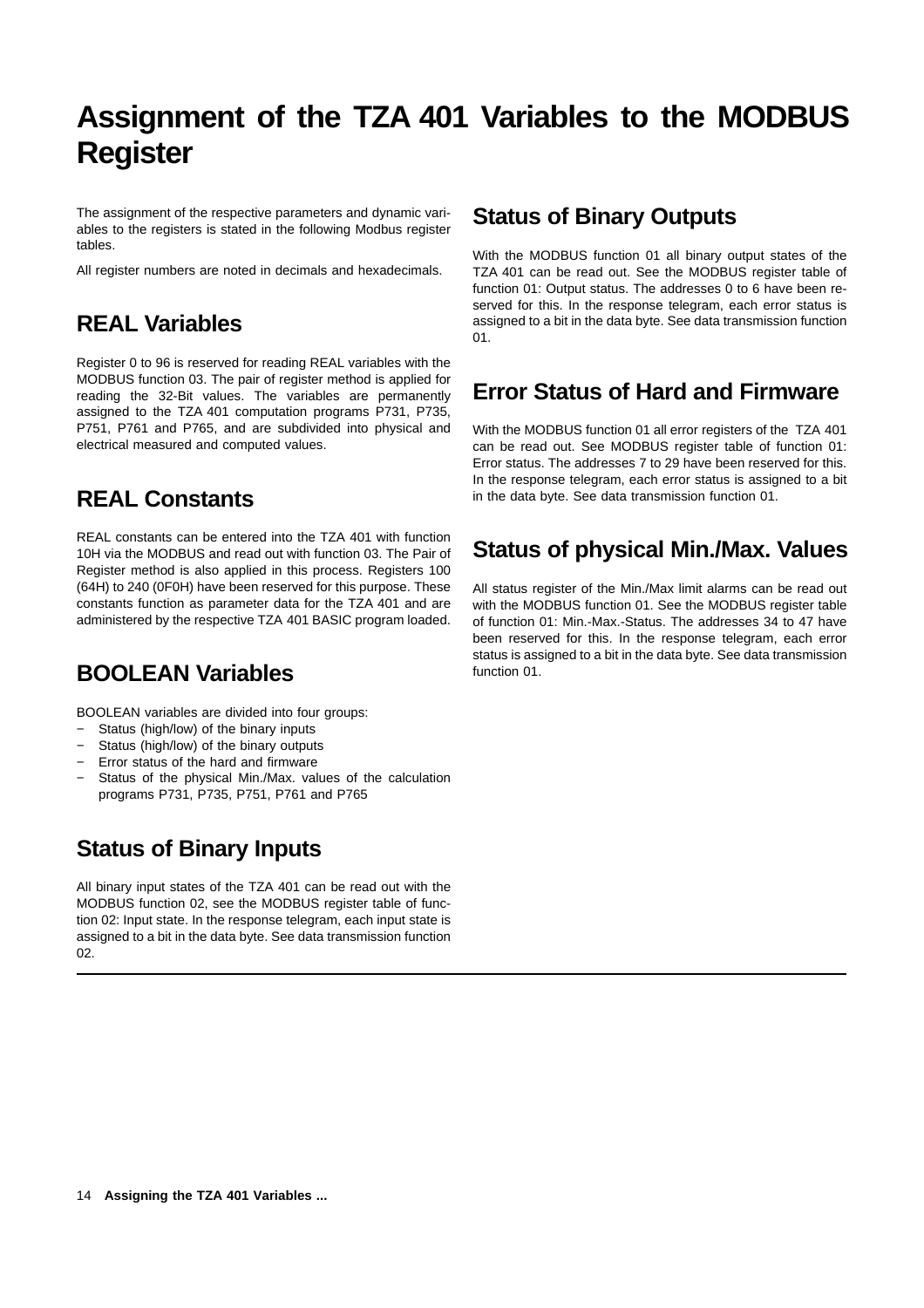# Assignment of the TZA 401 Variables to the MODBUS Register

The assignment of the respective parameters and dynamic variables to the registers is stated in the following Modbus register tables.

All register numbers are noted in decimals and hexadecimals.

## REAL Variables

Register 0 to 96 is reserved for reading REAL variables with the MODBUS function 03. The pair of register method is applied for reading the 32-Bit values. The variables are permanently assigned to the TZA 401 computation programs P731, P735, P751, P761 and P765, and are subdivided into physical and electrical measured and computed values.

## REAL Constants

REAL constants can be entered into the TZA 401 with function 10H via the MODBUS and read out with function 03. The Pair of Register method is also applied in this process. Registers 100 (64H) to 240 (0F0H) have been reserved for this purpose. These constants function as parameter data for the TZA 401 and are administered by the respective TZA 401 BASIC program loaded.

## BOOLEAN Variables

BOOLEAN variables are divided into four groups:

- Status (high/low) of the binary inputs
- Status (high/low) of the binary outputs
- Error status of the hard and firmware
- Status of the physical Min./Max. values of the calculation programs P731, P735, P751, P761 and P765

## Status of Binary Inputs

All binary input states of the TZA 401 can be read out with the MODBUS function 02, see the MODBUS register table of function 02: Input state. In the response telegram, each input state is assigned to a bit in the data byte. See data transmission function 02.

## Status of Binary Outputs

With the MODBUS function 01 all binary output states of the TZA 401 can be read out. See the MODBUS register table of function 01: Output status. The addresses 0 to 6 have been reserved for this. In the response telegram, each error status is assigned to a bit in the data byte. See data transmission function 01.

## Error Status of Hard and Firmware

With the MODBUS function 01 all error registers of the TZA 401 can be read out. See MODBUS register table of function 01: Error status. The addresses 7 to 29 have been reserved for this. In the response telegram, each error status is assigned to a bit in the data byte. See data transmission function 01.

## Status of physical Min./Max. Values

All status register of the Min./Max limit alarms can be read out with the MODBUS function 01. See the MODBUS register table of function 01: Min.-Max.-Status. The addresses 34 to 47 have been reserved for this. In the response telegram, each error status is assigned to a bit in the data byte. See data transmission function 01.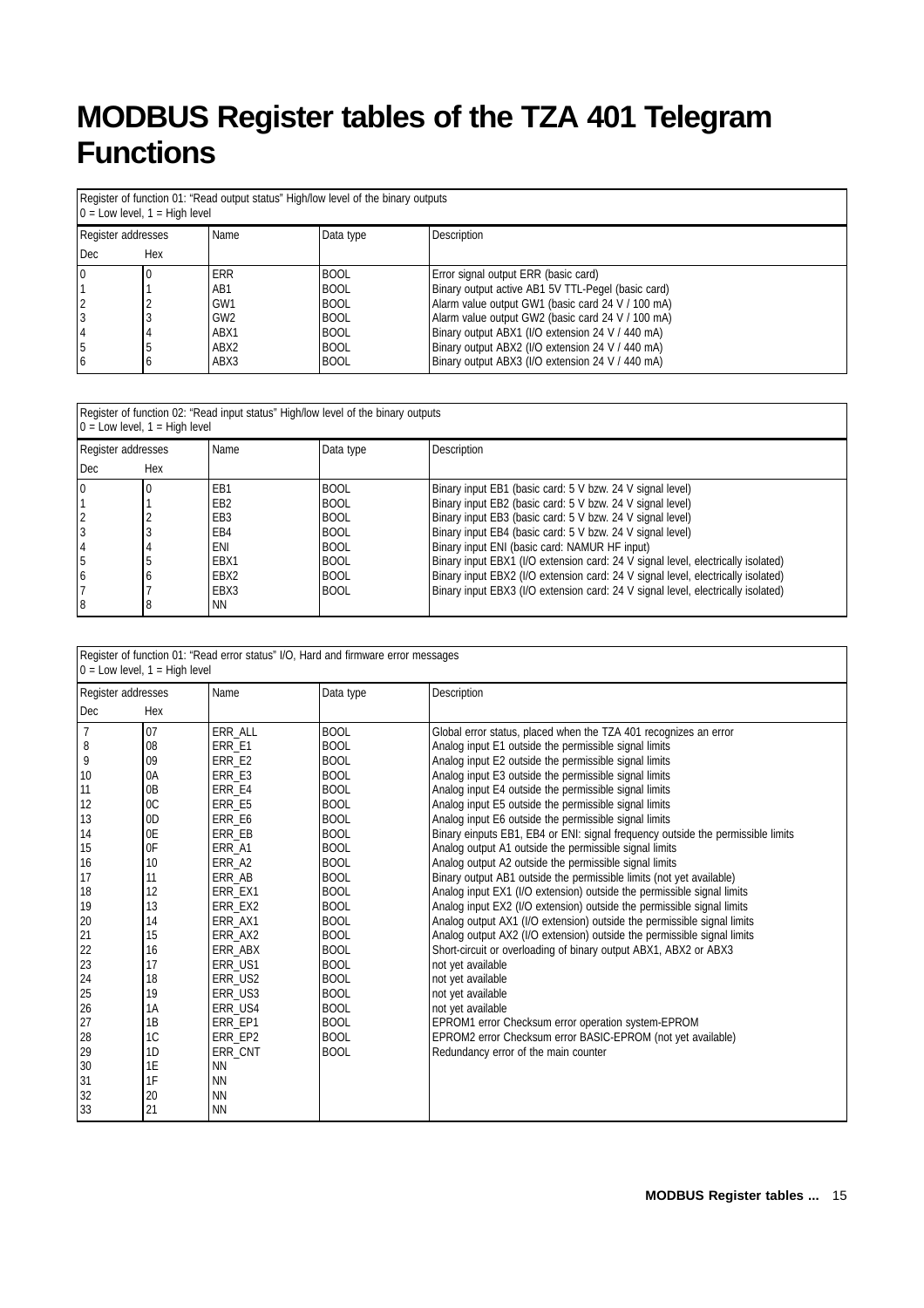# MODBUS Register tables of the TZA 401 Telegram Functions

| Register of function 01: "Read output status" High/low level of the binary outputs<br>0 = Low level, 1 = High level | | | | |
|---|---|---|---|---|
| Register addresses | | Name | Data type | Description |
| Dec | Hex | | | |
| 0 | 0 | ERR | BOOL | Error signal output ERR (basic card) |
| 1 | 1 | AB1 | BOOL | Binary output active AB1 5V TTL-Pegel (basic card) |
| 2 | 2 | GW1 | BOOL | Alarm value output GW1 (basic card 24 V / 100 mA) |
| 3 | 3 | GW2 | BOOL | Alarm value output GW2 (basic card 24 V / 100 mA) |
| 4 | 4 | ABX1 | BOOL | Binary output ABX1 (I/O extension 24 V / 440 mA) |
| 5 | 5 | ABX2 | BOOL | Binary output ABX2 (I/O extension 24 V / 440 mA) |
| 6 | 6 | ABX3 | BOOL | Binary output ABX3 (I/O extension 24 V / 440 mA) |

| Register of function 02: "Read input status" High/low level of the binary outputs<br>0 = Low level, 1 = High level | | | | |
|---|---|---|---|---|
| Register addresses | | Name | Data type | Description |
| Dec | Hex | | | |
| 0 | 0 | EB1 | BOOL | Binary input EB1 (basic card: 5 V bzw. 24 V signal level) |
| 1 | 1 | EB2 | BOOL | Binary input EB2 (basic card: 5 V bzw. 24 V signal level) |
| 2 | 2 | EB3 | BOOL | Binary input EB3 (basic card: 5 V bzw. 24 V signal level) |
| 3 | 3 | EB4 | BOOL | Binary input EB4 (basic card: 5 V bzw. 24 V signal level) |
| 4 | 4 | ENI | BOOL | Binary input ENI (basic card: NAMUR HF input) |
| 5 | 5 | EBX1 | BOOL | Binary input EBX1 (I/O extension card: 24 V signal level, electrically isolated) |
| 6 | 6 | EBX2 | BOOL | Binary input EBX2 (I/O extension card: 24 V signal level, electrically isolated) |
| 7 | 7 | EBX3 | BOOL | Binary input EBX3 (I/O extension card: 24 V signal level, electrically isolated) |
| 8 | 8 | NN | | |

| Register of function 01: "Read error status" I/O, Hard and firmware error messages<br>0 = Low level, 1 = High level | | | | |
|---|---|---|---|---|
| Register addresses | | Name | Data type | Description |
| Dec | Hex | | | |
| 7 | 07 | ERR_ALL | BOOL | Global error status, placed when the TZA 401 recognizes an error |
| 8 | 08 | ERR_E1 | BOOL | Analog input E1 outside the permissible signal limits |
| 9 | 09 | ERR_E2 | BOOL | Analog input E2 outside the permissible signal limits |
| 10 | 0A | ERR_E3 | BOOL | Analog input E3 outside the permissible signal limits |
| 11 | 0B | ERR_E4 | BOOL | Analog input E4 outside the permissible signal limits |
| 12 | 0C | ERR_E5 | BOOL | Analog input E5 outside the permissible signal limits |
| 13 | 0D | ERR_E6 | BOOL | Analog input E6 outside the permissible signal limits |
| 14 | 0E | ERR_EB | BOOL | Binary einputs EB1, EB4 or ENI: signal frequency outside the permissible limits |
| 15 | 0F | ERR_A1 | BOOL | Analog output A1 outside the permissible signal limits |
| 16 | 10 | ERR_A2 | BOOL | Analog output A2 outside the permissible signal limits |
| 17 | 11 | ERR_AB | BOOL | Binary output AB1 outside the permissible limits (not yet available) |
| 18 | 12 | ERR_EX1 | BOOL | Analog input EX1 (I/O extension) outside the permissible signal limits |
| 19 | 13 | ERR_EX2 | BOOL | Analog input EX2 (I/O extension) outside the permissible signal limits |
| 20 | 14 | ERR_AX1 | BOOL | Analog output AX1 (I/O extension) outside the permissible signal limits |
| 21 | 15 | ERR_AX2 | BOOL | Analog output AX2 (I/O extension) outside the permissible signal limits |
| 22 | 16 | ERR_ABX | BOOL | Short-circuit or overloading of binary output ABX1, ABX2 or ABX3 |
| 23 | 17 | ERR_US1 | BOOL | not yet available |
| 24 | 18 | ERR_US2 | BOOL | not yet available |
| 25 | 19 | ERR_US3 | BOOL | not yet available |
| 26 | 1A | ERR_US4 | BOOL | not yet available |
| 27 | 1B | ERR_EP1 | BOOL | EPROM1 error Checksum error operation system-EPROM |
| 28 | 1C | ERR_EP2 | BOOL | EPROM2 error Checksum error BASIC-EPROM (not yet available) |
| 29 | 1D | ERR_CNT | BOOL | Redundancy error of the main counter |
| 30 | 1E | NN | | |
| 31 | 1F | NN | | |
| 32 | 20 | NN | | |
| 33 | 21 | NN | | |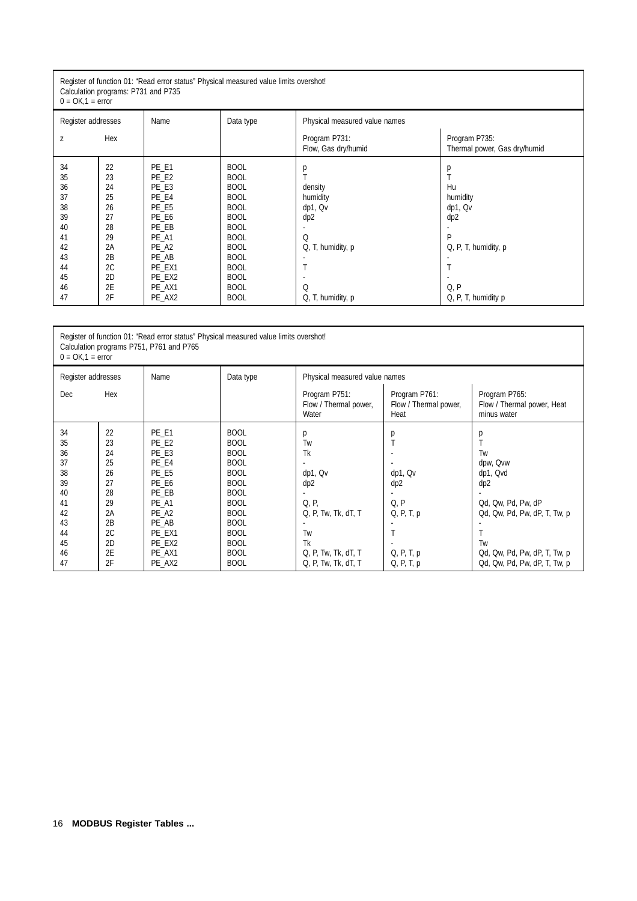| Register of function 01: "Read error status" Physical measured value limits overshot!<br>Calculation programs: P731 and P735<br>0 = OK,1 = error | | | | | |
|---|---|---|---|---|---|
| Register addresses | | Name | Data type | Physical measured value names | |
| z | Hex | | | Program P731:<br>Flow, Gas dry/humid | Program P735:<br>Thermal power, Gas dry/humid |
| 34 | 22 | PE_E1 | BOOL | p | p |
| 35 | 23 | PE_E2 | BOOL | T | T |
| 36 | 24 | PE_E3 | BOOL | density | Hu |
| 37 | 25 | PE_E4 | BOOL | humidity | humidity |
| 38 | 26 | PE_E5 | BOOL | dp1, Qv | dp1, Qv |
| 39 | 27 | PE_E6 | BOOL | dp2 | dp2 |
| 40 | 28 | PE_EB | BOOL | - | - |
| 41 | 29 | PE_A1 | BOOL | Q | P |
| 42 | 2A | PE_A2 | BOOL | Q, T, humidity, p | Q, P, T, humidity, p |
| 43 | 2B | PE_AB | BOOL | - | - |
| 44 | 2C | PE_EX1 | BOOL | T | T |
| 45 | 2D | PE_EX2 | BOOL | - | - |
| 46 | 2E | PE_AX1 | BOOL | Q | Q, P |
| 47 | 2F | PE_AX2 | BOOL | Q, T, humidity, p | Q, P, T, humidity p |

| Register of function 01: "Read error status" Physical measured value limits overshot!<br>Calculation programs P751, P761 and P765<br>0 = OK,1 = error | | | | | | |
|---|---|---|---|---|---|---|
| Register addresses | | Name | Data type | Physical measured value names | | |
| Dec | Hex | | | Program P751:<br>Flow / Thermal power, Water | Program P761:<br>Flow / Thermal power, Heat | Program P765:<br>Flow / Thermal power, Heat minus water |
| 34 | 22 | PE_E1 | BOOL | p | p | p |
| 35 | 23 | PE_E2 | BOOL | Tw | T | T |
| 36 | 24 | PE_E3 | BOOL | Tk | - | Tw |
| 37 | 25 | PE_E4 | BOOL | - | - | dpw, Qvw |
| 38 | 26 | PE_E5 | BOOL | dp1, Qv | dp1, Qv | dp1, Qvd |
| 39 | 27 | PE_E6 | BOOL | dp2 | dp2 | dp2 |
| 40 | 28 | PE_EB | BOOL | - | - | - |
| 41 | 29 | PE_A1 | BOOL | Q, P, | Q, P | Qd, Qw, Pd, Pw, dP |
| 42 | 2A | PE_A2 | BOOL | Q, P, Tw, Tk, dT, T | Q, P, T, p | Qd, Qw, Pd, Pw, dP, T, Tw, p |
| 43 | 2B | PE_AB | BOOL | - | - | - |
| 44 | 2C | PE_EX1 | BOOL | Tw | T | T |
| 45 | 2D | PE_EX2 | BOOL | Tk | - | Tw |
| 46 | 2E | PE_AX1 | BOOL | Q, P, Tw, Tk, dT, T | Q, P, T, p | Qd, Qw, Pd, Pw, dP, T, Tw, p |
| 47 | 2F | PE_AX2 | BOOL | Q, P, Tw, Tk, dT, T | Q, P, T, p | Qd, Qw, Pd, Pw, dP, T, Tw, p |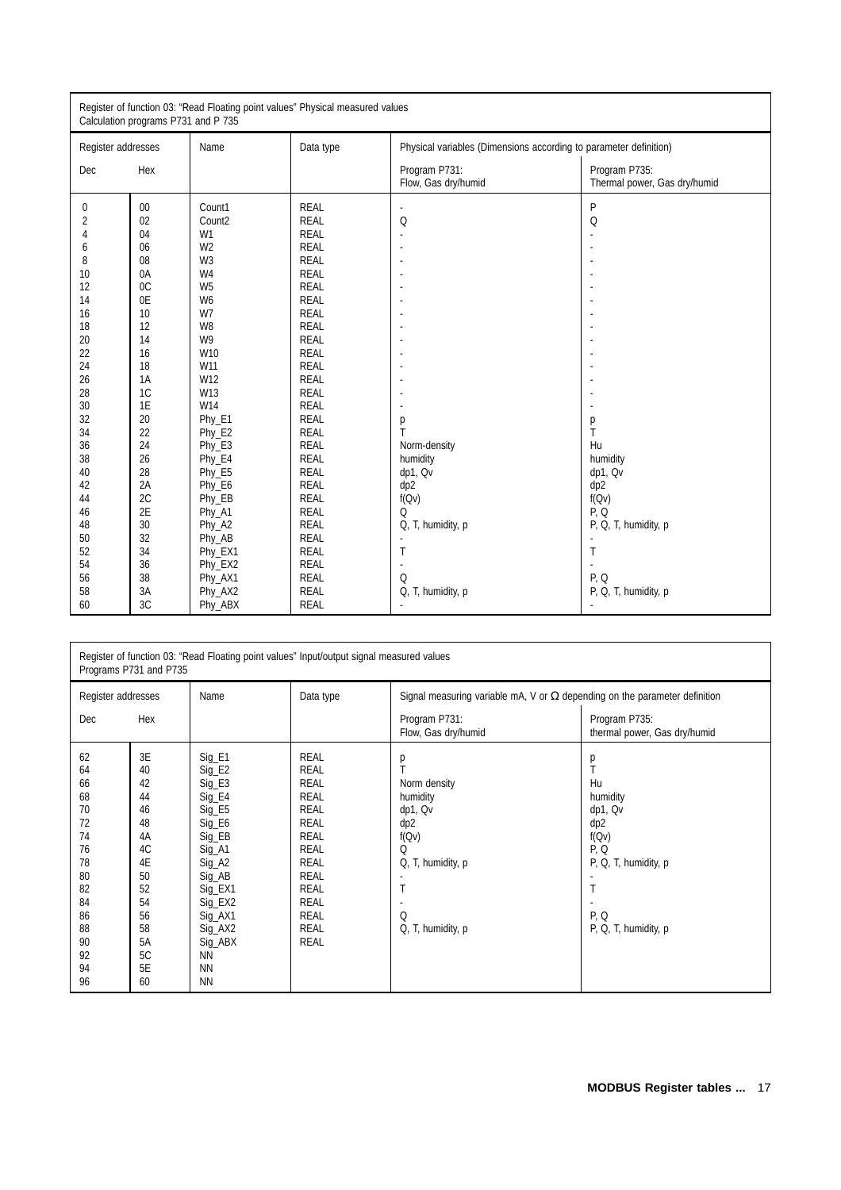Register of function 03: "Read Floating point values" Physical measured values
Calculation programs P731 and P 735

| Register addresses | | Name | Data type | Physical variables (Dimensions according to parameter definition) | |
|---|---|---|---|---|---|
| Dec | Hex | | | Program P731: Flow, Gas dry/humid | Program P735: Thermal power, Gas dry/humid |
| 0 | 00 | Count1 | REAL | - | P |
| 2 | 02 | Count2 | REAL | Q | Q |
| 4 | 04 | W1 | REAL | - | - |
| 6 | 06 | W2 | REAL | - | - |
| 8 | 08 | W3 | REAL | - | - |
| 10 | 0A | W4 | REAL | - | - |
| 12 | 0C | W5 | REAL | - | - |
| 14 | 0E | W6 | REAL | - | - |
| 16 | 10 | W7 | REAL | - | - |
| 18 | 12 | W8 | REAL | - | - |
| 20 | 14 | W9 | REAL | - | - |
| 22 | 16 | W10 | REAL | - | - |
| 24 | 18 | W11 | REAL | - | - |
| 26 | 1A | W12 | REAL | - | - |
| 28 | 1C | W13 | REAL | - | - |
| 30 | 1E | W14 | REAL | - | - |
| 32 | 20 | Phy_E1 | REAL | p | p |
| 34 | 22 | Phy_E2 | REAL | T | T |
| 36 | 24 | Phy_E3 | REAL | Norm-density | Hu |
| 38 | 26 | Phy_E4 | REAL | humidity | humidity |
| 40 | 28 | Phy_E5 | REAL | dp1, Qv | dp1, Qv |
| 42 | 2A | Phy_E6 | REAL | dp2 | dp2 |
| 44 | 2C | Phy_EB | REAL | f(Qv) | f(Qv) |
| 46 | 2E | Phy_A1 | REAL | Q | P, Q |
| 48 | 30 | Phy_A2 | REAL | Q, T, humidity, p | P, Q, T, humidity, p |
| 50 | 32 | Phy_AB | REAL | - | - |
| 52 | 34 | Phy_EX1 | REAL | T | T |
| 54 | 36 | Phy_EX2 | REAL | - | - |
| 56 | 38 | Phy_AX1 | REAL | Q | P, Q |
| 58 | 3A | Phy_AX2 | REAL | Q, T, humidity, p | P, Q, T, humidity, p |
| 60 | 3C | Phy_ABX | REAL | - | - |

Register of function 03: "Read Floating point values" Input/output signal measured values
Programs P731 and P735

| Register addresses | | Name | Data type | Signal measuring variable mA, V or Ω depending on the parameter definition | |
|---|---|---|---|---|---|
| Dec | Hex | | | Program P731: Flow, Gas dry/humid | Program P735: thermal power, Gas dry/humid |
| 62 | 3E | Sig_E1 | REAL | p | p |
| 64 | 40 | Sig_E2 | REAL | T | T |
| 66 | 42 | Sig_E3 | REAL | Norm density | Hu |
| 68 | 44 | Sig_E4 | REAL | humidity | humidity |
| 70 | 46 | Sig_E5 | REAL | dp1, Qv | dp1, Qv |
| 72 | 48 | Sig_E6 | REAL | dp2 | dp2 |
| 74 | 4A | Sig_EB | REAL | f(Qv) | f(Qv) |
| 76 | 4C | Sig_A1 | REAL | Q | P, Q |
| 78 | 4E | Sig_A2 | REAL | Q, T, humidity, p | P, Q, T, humidity, p |
| 80 | 50 | Sig_AB | REAL | - | - |
| 82 | 52 | Sig_EX1 | REAL | T | T |
| 84 | 54 | Sig_EX2 | REAL | - | - |
| 86 | 56 | Sig_AX1 | REAL | Q | P, Q |
| 88 | 58 | Sig_AX2 | REAL | Q, T, humidity, p | P, Q, T, humidity, p |
| 90 | 5A | Sig_ABX | REAL | | |
| 92 | 5C | NN | | | |
| 94 | 5E | NN | | | |
| 96 | 60 | NN | | | |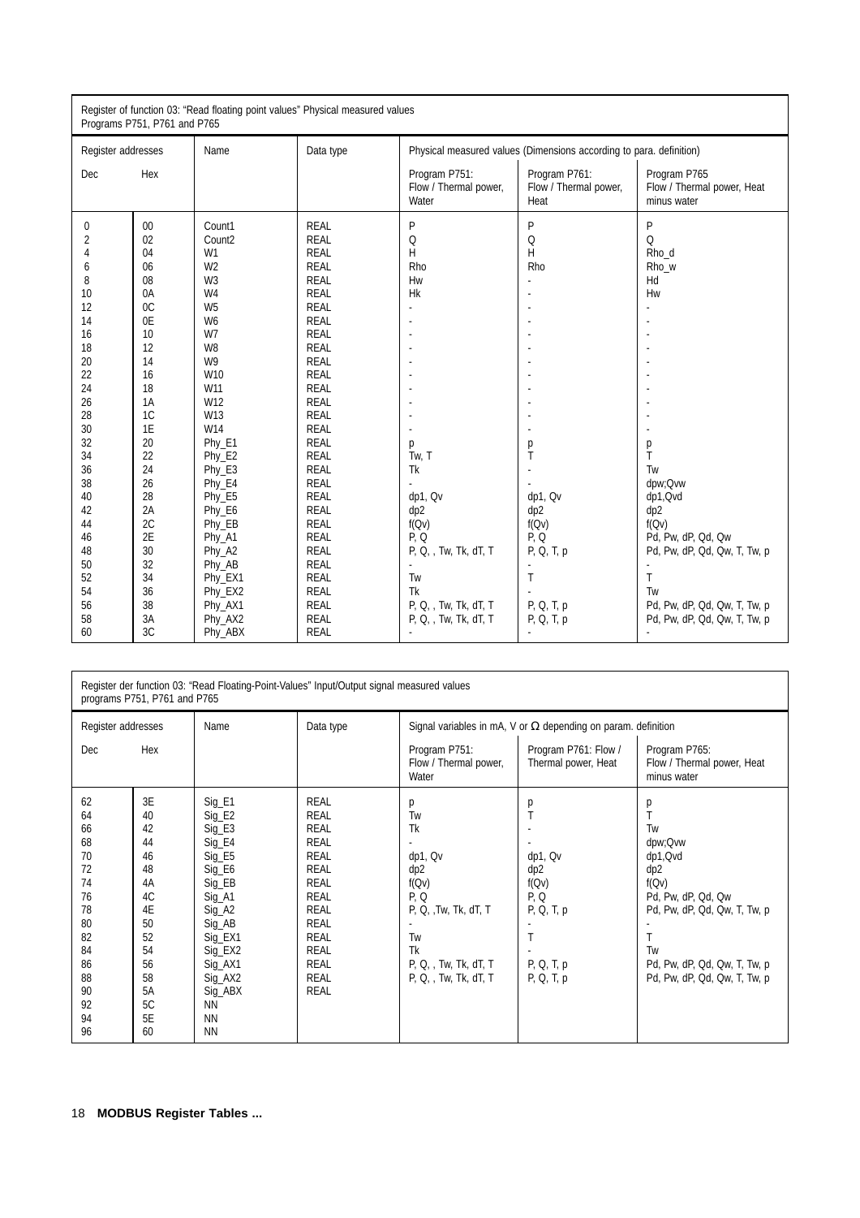Register of function 03: "Read floating point values" Physical measured values
Programs P751, P761 and P765

| Register addresses | | Name | Data type | Physical measured values (Dimensions according to para. definition) | | |
|---|---|---|---|---|---|---|
| Dec | Hex | | | Program P751: Flow / Thermal power, Water | Program P761: Flow / Thermal power, Heat | Program P765 Flow / Thermal power, Heat minus water |
| 0 | 00 | Count1 | REAL | P | P | P |
| 2 | 02 | Count2 | REAL | Q | Q | Q |
| 4 | 04 | W1 | REAL | H | H | Rho_d |
| 6 | 06 | W2 | REAL | Rho | Rho | Rho_w |
| 8 | 08 | W3 | REAL | Hw | - | Hd |
| 10 | 0A | W4 | REAL | Hk | - | Hw |
| 12 | 0C | W5 | REAL | - | - | - |
| 14 | 0E | W6 | REAL | - | - | - |
| 16 | 10 | W7 | REAL | - | - | - |
| 18 | 12 | W8 | REAL | - | - | - |
| 20 | 14 | W9 | REAL | - | - | - |
| 22 | 16 | W10 | REAL | - | - | - |
| 24 | 18 | W11 | REAL | - | - | - |
| 26 | 1A | W12 | REAL | - | - | - |
| 28 | 1C | W13 | REAL | - | - | - |
| 30 | 1E | W14 | REAL | - | - | - |
| 32 | 20 | Phy_E1 | REAL | p | p | p |
| 34 | 22 | Phy_E2 | REAL | Tw, T | T | T |
| 36 | 24 | Phy_E3 | REAL | Tk | - | Tw |
| 38 | 26 | Phy_E4 | REAL | - | - | dpw;Qvw |
| 40 | 28 | Phy_E5 | REAL | dp1, Qv | dp1, Qv | dp1,Qvd |
| 42 | 2A | Phy_E6 | REAL | dp2 | dp2 | dp2 |
| 44 | 2C | Phy_EB | REAL | f(Qv) | f(Qv) | f(Qv) |
| 46 | 2E | Phy_A1 | REAL | P, Q | P, Q | Pd, Pw, dP, Qd, Qw |
| 48 | 30 | Phy_A2 | REAL | P, Q, , Tw, Tk, dT, T | P, Q, T, p | Pd, Pw, dP, Qd, Qw, T, Tw, p |
| 50 | 32 | Phy_AB | REAL | - | - | - |
| 52 | 34 | Phy_EX1 | REAL | Tw | T | T |
| 54 | 36 | Phy_EX2 | REAL | Tk | - | Tw |
| 56 | 38 | Phy_AX1 | REAL | P, Q, , Tw, Tk, dT, T | P, Q, T, p | Pd, Pw, dP, Qd, Qw, T, Tw, p |
| 58 | 3A | Phy_AX2 | REAL | P, Q, , Tw, Tk, dT, T | P, Q, T, p | Pd, Pw, dP, Qd, Qw, T, Tw, p |
| 60 | 3C | Phy_ABX | REAL | - | - | - |

Register der function 03: "Read Floating-Point-Values" Input/Output signal measured values
programs P751, P761 and P765

| Register addresses | | Name | Data type | Signal variables in mA, V or Ω depending on param. definition | | |
|---|---|---|---|---|---|---|
| Dec | Hex | | | Program P751: Flow / Thermal power, Water | Program P761: Flow / Thermal power, Heat | Program P765: Flow / Thermal power, Heat minus water |
| 62 | 3E | Sig_E1 | REAL | p | p | p |
| 64 | 40 | Sig_E2 | REAL | Tw | T | T |
| 66 | 42 | Sig_E3 | REAL | Tk | - | Tw |
| 68 | 44 | Sig_E4 | REAL | - | - | dpw;Qvw |
| 70 | 46 | Sig_E5 | REAL | dp1, Qv | dp1, Qv | dp1,Qvd |
| 72 | 48 | Sig_E6 | REAL | dp2 | dp2 | dp2 |
| 74 | 4A | Sig_EB | REAL | f(Qv) | f(Qv) | f(Qv) |
| 76 | 4C | Sig_A1 | REAL | P, Q | P, Q | Pd, Pw, dP, Qd, Qw |
| 78 | 4E | Sig_A2 | REAL | P, Q, ,Tw, Tk, dT, T | P, Q, T, p | Pd, Pw, dP, Qd, Qw, T, Tw, p |
| 80 | 50 | Sig_AB | REAL | - | - | - |
| 82 | 52 | Sig_EX1 | REAL | Tw | T | T |
| 84 | 54 | Sig_EX2 | REAL | Tk | - | Tw |
| 86 | 56 | Sig_AX1 | REAL | P, Q, , Tw, Tk, dT, T | P, Q, T, p | Pd, Pw, dP, Qd, Qw, T, Tw, p |
| 88 | 58 | Sig_AX2 | REAL | P, Q, , Tw, Tk, dT, T | P, Q, T, p | Pd, Pw, dP, Qd, Qw, T, Tw, p |
| 90 | 5A | Sig_ABX | REAL | | | |
| 92 | 5C | NN | | | | |
| 94 | 5E | NN | | | | |
| 96 | 60 | NN | | | | |

**MODBUS Register Tables ...**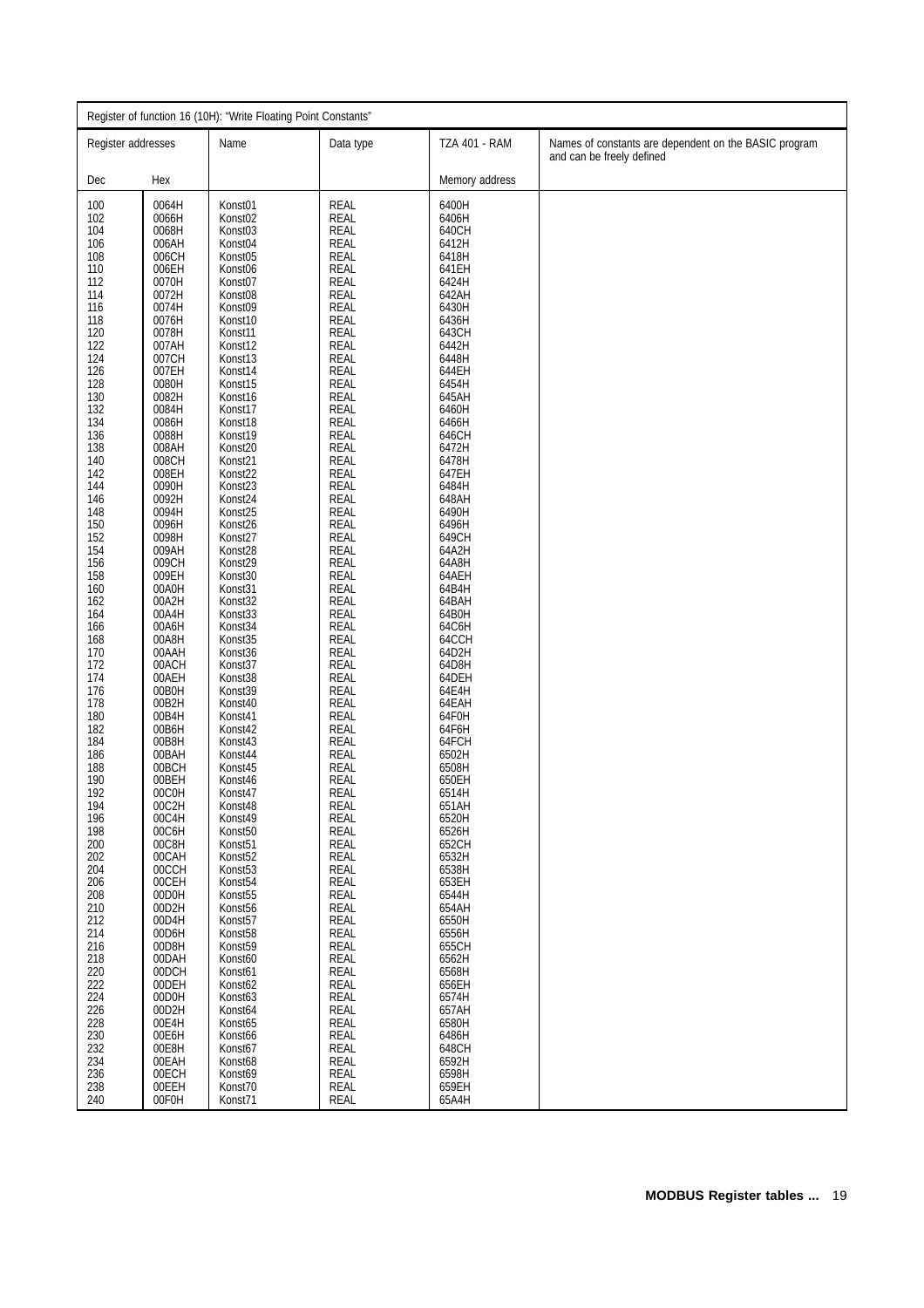| Register of function 16 (10H): "Write Floating Point Constants" | | | | | |
|---|---|---|---|---|---|
| Register addresses | | Name | Data type | TZA 401 - RAM | Names of constants are dependent on the BASIC program and can be freely defined |
| Dec | Hex | | | Memory address | |
| 100 | 0064H | Konst01 | REAL | 6400H | |
| 102 | 0066H | Konst02 | REAL | 6406H | |
| 104 | 0068H | Konst03 | REAL | 640CH | |
| 106 | 006AH | Konst04 | REAL | 6412H | |
| 108 | 006CH | Konst05 | REAL | 6418H | |
| 110 | 006EH | Konst06 | REAL | 641EH | |
| 112 | 0070H | Konst07 | REAL | 6424H | |
| 114 | 0072H | Konst08 | REAL | 642AH | |
| 116 | 0074H | Konst09 | REAL | 6430H | |
| 118 | 0076H | Konst10 | REAL | 6436H | |
| 120 | 0078H | Konst11 | REAL | 643CH | |
| 122 | 007AH | Konst12 | REAL | 6442H | |
| 124 | 007CH | Konst13 | REAL | 6448H | |
| 126 | 007EH | Konst14 | REAL | 644EH | |
| 128 | 0080H | Konst15 | REAL | 6454H | |
| 130 | 0082H | Konst16 | REAL | 645AH | |
| 132 | 0084H | Konst17 | REAL | 6460H | |
| 134 | 0086H | Konst18 | REAL | 6466H | |
| 136 | 0088H | Konst19 | REAL | 646CH | |
| 138 | 008AH | Konst20 | REAL | 6472H | |
| 140 | 008CH | Konst21 | REAL | 6478H | |
| 142 | 008EH | Konst22 | REAL | 647EH | |
| 144 | 0090H | Konst23 | REAL | 6484H | |
| 146 | 0092H | Konst24 | REAL | 648AH | |
| 148 | 0094H | Konst25 | REAL | 6490H | |
| 150 | 0096H | Konst26 | REAL | 6496H | |
| 152 | 0098H | Konst27 | REAL | 649CH | |
| 154 | 009AH | Konst28 | REAL | 64A2H | |
| 156 | 009CH | Konst29 | REAL | 64A8H | |
| 158 | 009EH | Konst30 | REAL | 64AEH | |
| 160 | 00A0H | Konst31 | REAL | 64B4H | |
| 162 | 00A2H | Konst32 | REAL | 64BAH | |
| 164 | 00A4H | Konst33 | REAL | 64B0H | |
| 166 | 00A6H | Konst34 | REAL | 64C6H | |
| 168 | 00A8H | Konst35 | REAL | 64CCH | |
| 170 | 00AAH | Konst36 | REAL | 64D2H | |
| 172 | 00ACH | Konst37 | REAL | 64D8H | |
| 174 | 00AEH | Konst38 | REAL | 64DEH | |
| 176 | 00B0H | Konst39 | REAL | 64E4H | |
| 178 | 00B2H | Konst40 | REAL | 64EAH | |
| 180 | 00B4H | Konst41 | REAL | 64F0H | |
| 182 | 00B6H | Konst42 | REAL | 64F6H | |
| 184 | 00B8H | Konst43 | REAL | 64FCH | |
| 186 | 00BAH | Konst44 | REAL | 6502H | |
| 188 | 00BCH | Konst45 | REAL | 6508H | |
| 190 | 00BEH | Konst46 | REAL | 650EH | |
| 192 | 00C0H | Konst47 | REAL | 6514H | |
| 194 | 00C2H | Konst48 | REAL | 651AH | |
| 196 | 00C4H | Konst49 | REAL | 6520H | |
| 198 | 00C6H | Konst50 | REAL | 6526H | |
| 200 | 00C8H | Konst51 | REAL | 652CH | |
| 202 | 00CAH | Konst52 | REAL | 6532H | |
| 204 | 00CCH | Konst53 | REAL | 6538H | |
| 206 | 00CEH | Konst54 | REAL | 653EH | |
| 208 | 00D0H | Konst55 | REAL | 6544H | |
| 210 | 00D2H | Konst56 | REAL | 654AH | |
| 212 | 00D4H | Konst57 | REAL | 6550H | |
| 214 | 00D6H | Konst58 | REAL | 6556H | |
| 216 | 00D8H | Konst59 | REAL | 655CH | |
| 218 | 00DAH | Konst60 | REAL | 6562H | |
| 220 | 00DCH | Konst61 | REAL | 6568H | |
| 222 | 00DEH | Konst62 | REAL | 656EH | |
| 224 | 00D0H | Konst63 | REAL | 6574H | |
| 226 | 00D2H | Konst64 | REAL | 657AH | |
| 228 | 00E4H | Konst65 | REAL | 6580H | |
| 230 | 00E6H | Konst66 | REAL | 6486H | |
| 232 | 00E8H | Konst67 | REAL | 648CH | |
| 234 | 00EAH | Konst68 | REAL | 6592H | |
| 236 | 00ECH | Konst69 | REAL | 6598H | |
| 238 | 00EEH | Konst70 | REAL | 659EH | |
| 240 | 00F0H | Konst71 | REAL | 65A4H | |

**MODBUS Register tables ...**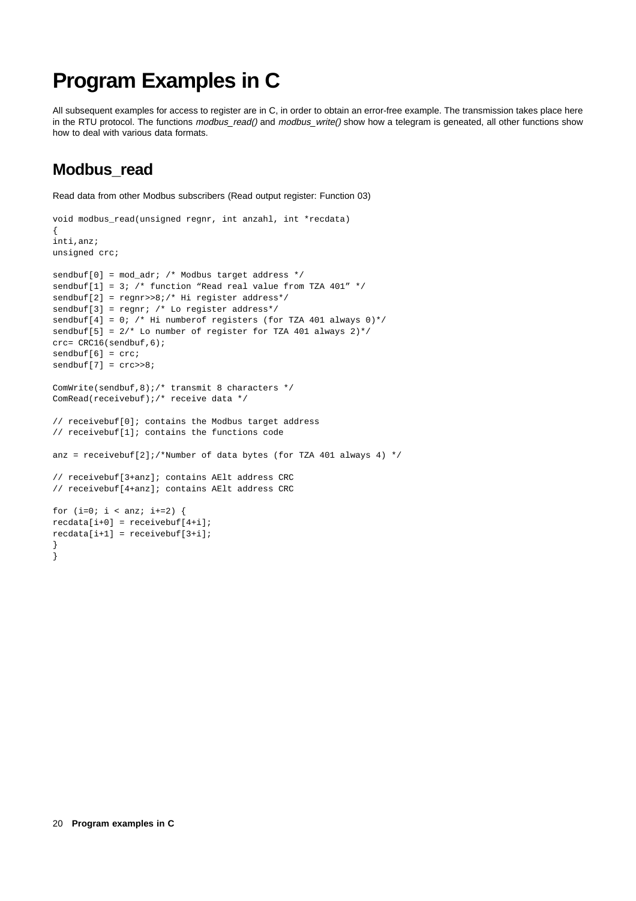# Program Examples in C

All subsequent examples for access to register are in C, in order to obtain an error-free example. The transmission takes place here in the RTU protocol. The functions *modbus_read()* and *modbus_write()* show how a telegram is geneated, all other functions show how to deal with various data formats.

## Modbus_read

Read data from other Modbus subscribers (Read output register: Function 03)

```
void modbus_read(unsigned regnr, int anzahl, int *recdata)
{
inti,anz;
unsigned crc;

sendbuf[0] = mod_adr; /* Modbus target address */
sendbuf[1] = 3; /* function “Read real value from TZA 401” */
sendbuf[2] = regnr>>8;/* Hi register address*/
sendbuf[3] = regnr; /* Lo register address*/
sendbuf[4] = 0; /* Hi numberof registers (for TZA 401 always 0)*/
sendbuf[5] = 2/* Lo number of register for TZA 401 always 2)*/
crc= CRC16(sendbuf,6);
sendbuf[6] = crc;
sendbuf[7] = crc>>8;

ComWrite(sendbuf,8);/* transmit 8 characters */
ComRead(receivebuf);/* receive data */

// receivebuf[0]; contains the Modbus target address
// receivebuf[1]; contains the functions code

anz = receivebuf[2];/*Number of data bytes (for TZA 401 always 4) */

// receivebuf[3+anz]; contains AElt address CRC
// receivebuf[4+anz]; contains AElt address CRC

for (i=0; i < anz; i+=2) {
recdata[i+0] = receivebuf[4+i];
recdata[i+1] = receivebuf[3+i];
}
}
```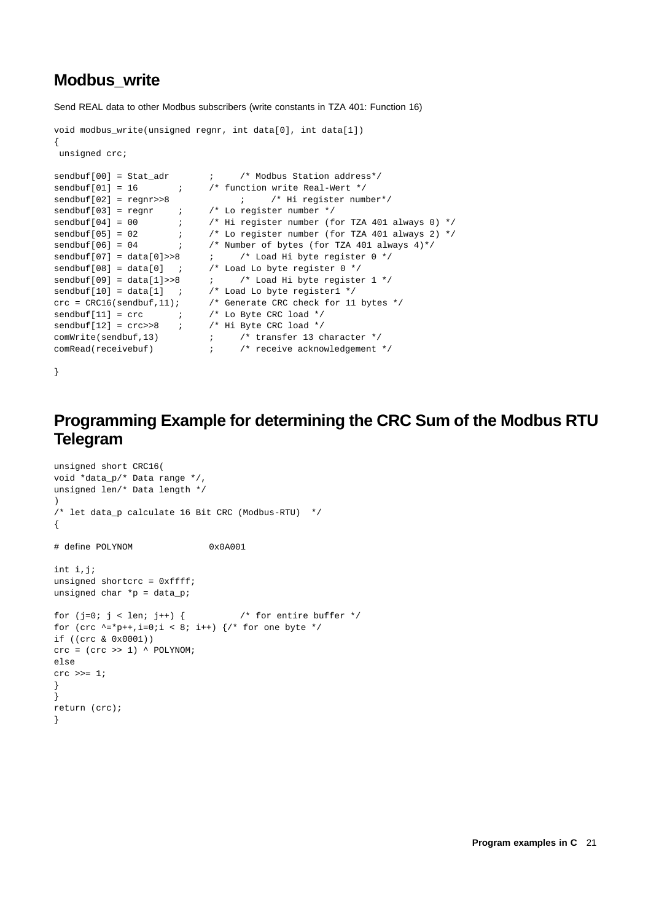## Modbus_write

Send REAL data to other Modbus subscribers (write constants in TZA 401: Function 16)

```
void modbus_write(unsigned regnr, int data[0], int data[1])
{
 unsigned crc;

sendbuf[00] = Stat_adr       ;     /* Modbus Station address*/
sendbuf[01] = 16       ;     /* function write Real-Wert */
sendbuf[02] = regnr>>8             ;     /* Hi register number*/
sendbuf[03] = regnr    ;     /* Lo register number */
sendbuf[04] = 00       ;     /* Hi register number (for TZA 401 always 0) */
sendbuf[05] = 02       ;     /* Lo register number (for TZA 401 always 2) */
sendbuf[06] = 04       ;     /* Number of bytes (for TZA 401 always 4)*/
sendbuf[07] = data[0]>>8      ;     /* Load Hi byte register 0 */
sendbuf[08] = data[0]  ;     /* Load Lo byte register 0 */
sendbuf[09] = data[1]>>8      ;     /* Load Hi byte register 1 */
sendbuf[10] = data[1]  ;     /* Load Lo byte register1 */
crc = CRC16(sendbuf,11);      /* Generate CRC check for 11 bytes */
sendbuf[11] = crc      ;     /* Lo Byte CRC load */
sendbuf[12] = crc>>8   ;     /* Hi Byte CRC load */
comWrite(sendbuf,13)          ;     /* transfer 13 character */
comRead(receivebuf)           ;     /* receive acknowledgement */

}
```

## Programming Example for determining the CRC Sum of the Modbus RTU Telegram

```
unsigned short CRC16(
void *data_p/* Data range */,
unsigned len/* Data length */
)
/* let data_p calculate 16 Bit CRC (Modbus-RTU)  */
{

# define POLYNOM              0x0A001

int i,j;
unsigned shortcrc = 0xffff;
unsigned char *p = data_p;

for (j=0; j < len; j++) {          /* for entire buffer */
for (crc ^=*p++,i=0;i < 8; i++) {/* for one byte */
if ((crc & 0x0001))
crc = (crc >> 1) ^ POLYNOM;
else
crc >>= 1;
}
}
return (crc);
}
```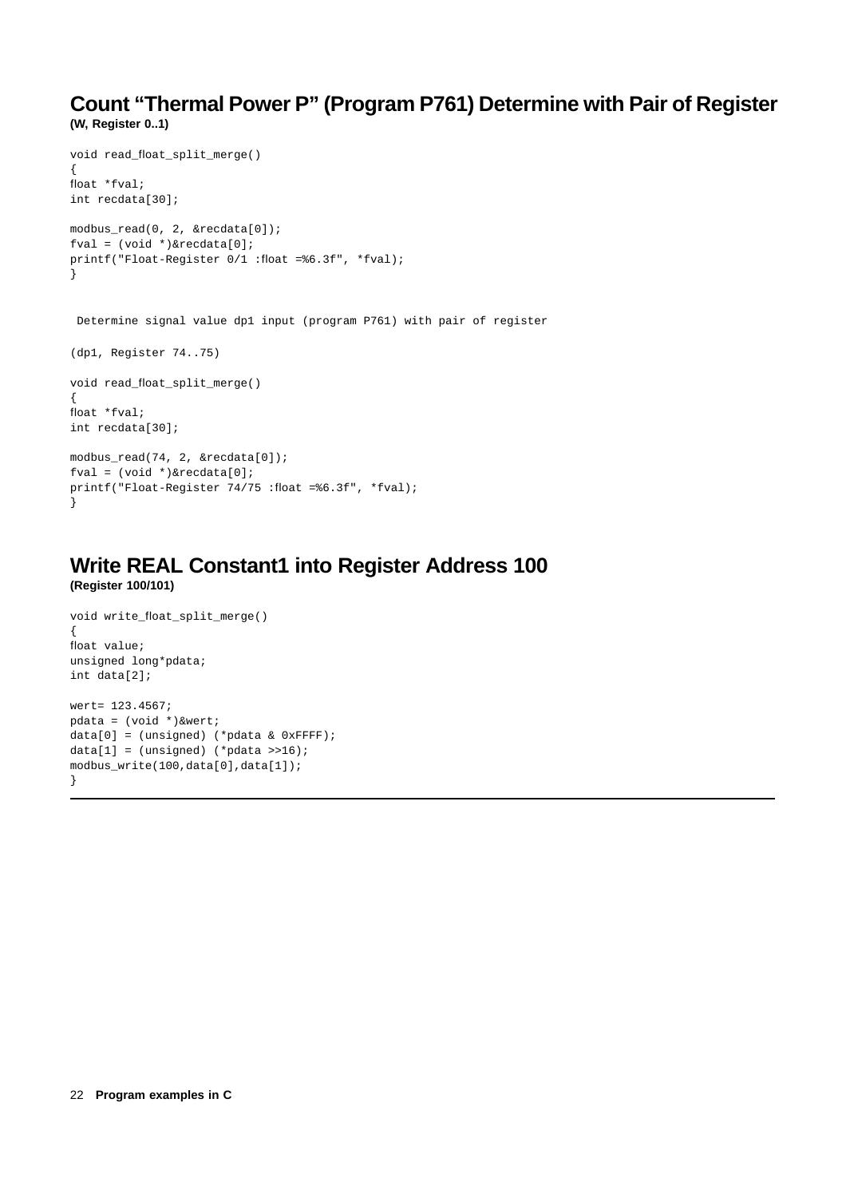## Count “Thermal Power P” (Program P761) Determine with Pair of Register

**(W, Register 0..1)**

```
void read_float_split_merge()
{
float *fval;
int recdata[30];

modbus_read(0, 2, &recdata[0]);
fval = (void *)&recdata[0];
printf("Float-Register 0/1 :float =%6.3f", *fval);
}
```

Determine signal value dp1 input (program P761) with pair of register

(dp1, Register 74..75)

```
void read_float_split_merge()
{
float *fval;
int recdata[30];

modbus_read(74, 2, &recdata[0]);
fval = (void *)&recdata[0];
printf("Float-Register 74/75 :float =%6.3f", *fval);
}
```

## Write REAL Constant1 into Register Address 100

**(Register 100/101)**

```
void write_float_split_merge()
{
float value;
unsigned long*pdata;
int data[2];

wert= 123.4567;
pdata = (void *)&wert;
data[0] = (unsigned) (*pdata & 0xFFFF);
data[1] = (unsigned) (*pdata >>16);
modbus_write(100,data[0],data[1]);
}
```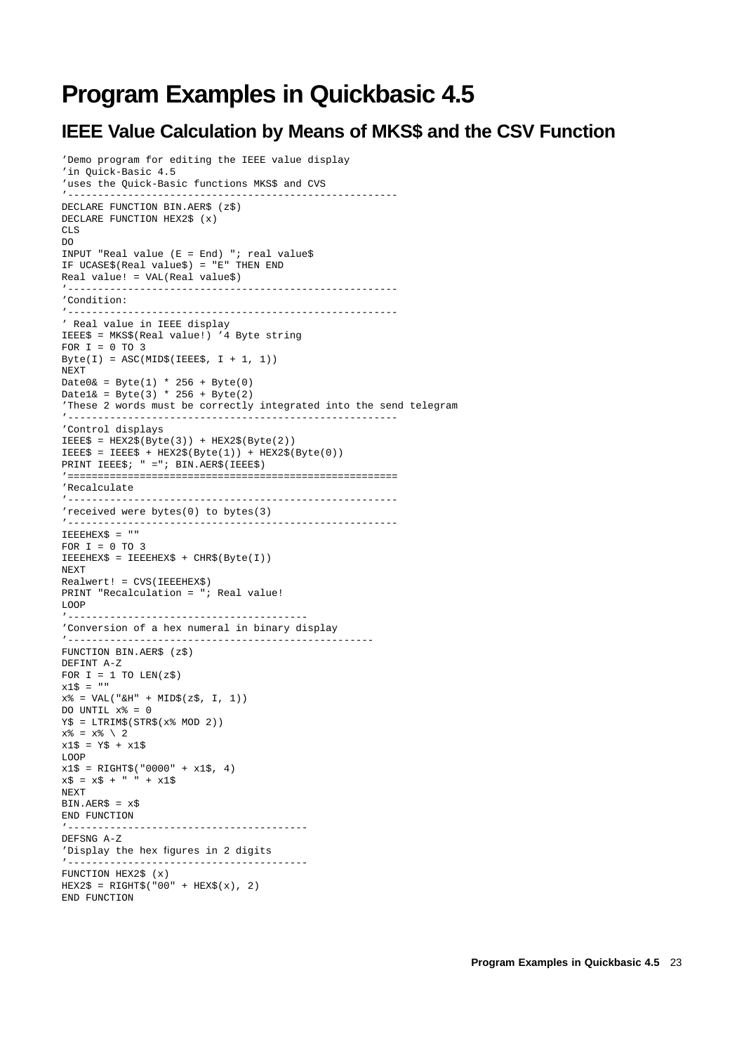# Program Examples in Quickbasic 4.5

## IEEE Value Calculation by Means of MKS$ and the CSV Function

```
'Demo program for editing the IEEE value display
'in Quick-Basic 4.5
'uses the Quick-Basic functions MKS$ and CVS
'-------------------------------------------------------
DECLARE FUNCTION BIN.AER$ (z$)
DECLARE FUNCTION HEX2$ (x)
CLS
DO
INPUT "Real value (E = End) "; real value$
IF UCASE$(Real value$) = "E" THEN END
Real value! = VAL(Real value$)
'-------------------------------------------------------
'Condition:
'-------------------------------------------------------
' Real value in IEEE display
IEEE$ = MKS$(Real value!) '4 Byte string
FOR I = 0 TO 3
Byte(I) = ASC(MID$(IEEE$, I + 1, 1))
NEXT
Date0& = Byte(1) * 256 + Byte(0)
Date1& = Byte(3) * 256 + Byte(2)
'These 2 words must be correctly integrated into the send telegram
'-------------------------------------------------------
'Control displays
IEEE$ = HEX2$(Byte(3)) + HEX2$(Byte(2))
IEEE$ = IEEE$ + HEX2$(Byte(1)) + HEX2$(Byte(0))
PRINT IEEE$; " ="; BIN.AER$(IEEE$)
'=======================================================
'Recalculate
'-------------------------------------------------------
'received were bytes(0) to bytes(3)
'-------------------------------------------------------
IEEEHEX$ = ""
FOR I = 0 TO 3
IEEEHEX$ = IEEEHEX$ + CHR$(Byte(I))
NEXT
Realwert! = CVS(IEEEHEX$)
PRINT "Recalculation = "; Real value!
LOOP
'---------------------------------------
'Conversion of a hex numeral in binary display
'--------------------------------------------------
FUNCTION BIN.AER$ (z$)
DEFINT A-Z
FOR I = 1 TO LEN(z$)
x1$ = ""
x% = VAL("&H" + MID$(z$, I, 1))
DO UNTIL x% = 0
Y$ = LTRIM$(STR$(x% MOD 2))
x% = x% \ 2
x1$ = Y$ + x1$
LOOP
x1$ = RIGHT$("0000" + x1$, 4)
x$ = x$ + " " + x1$
NEXT
BIN.AER$ = x$
END FUNCTION
'---------------------------------------
DEFSNG A-Z
'Display the hex figures in 2 digits
'---------------------------------------
FUNCTION HEX2$ (x)
HEX2$ = RIGHT$("00" + HEX$(x), 2)
END FUNCTION
```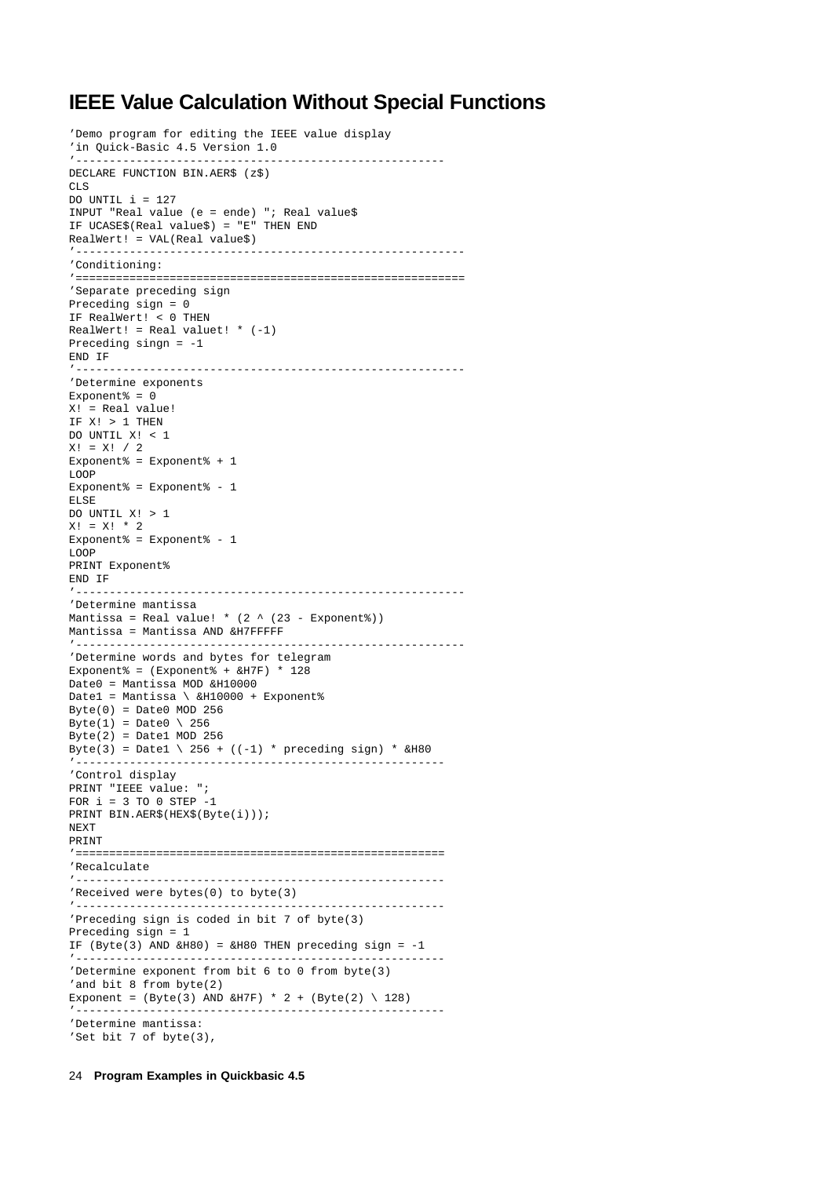# IEEE Value Calculation Without Special Functions

```
'Demo program for editing the IEEE value display
'in Quick-Basic 4.5 Version 1.0
'-------------------------------------------------------
DECLARE FUNCTION BIN.AER$ (z$)
CLS
DO UNTIL i = 127
INPUT "Real value (e = ende) "; Real value$
IF UCASE$(Real value$) = "E" THEN END
RealWert! = VAL(Real value$)
'---------------------------------------------------------
'Conditioning:
'=========================================================
'Separate preceding sign
Preceding sign = 0
IF RealWert! < 0 THEN
RealWert! = Real valuet! * (-1)
Preceding singn = -1
END IF
'---------------------------------------------------------
'Determine exponents
Exponent% = 0
X! = Real value!
IF X! > 1 THEN
DO UNTIL X! < 1
X! = X! / 2
Exponent% = Exponent% + 1
LOOP
Exponent% = Exponent% - 1
ELSE
DO UNTIL X! > 1
X! = X! * 2
Exponent% = Exponent% - 1
LOOP
PRINT Exponent%
END IF
'---------------------------------------------------------
'Determine mantissa
Mantissa = Real value! * (2 ^ (23 - Exponent%))
Mantissa = Mantissa AND &H7FFFFF
'---------------------------------------------------------
'Determine words and bytes for telegram
Exponent% = (Exponent% + &H7F) * 128
Date0 = Mantissa MOD &H10000
Date1 = Mantissa \ &H10000 + Exponent%
Byte(0) = Date0 MOD 256
Byte(1) = Date0 \ 256
Byte(2) = Date1 MOD 256
Byte(3) = Date1 \ 256 + ((-1) * preceding sign) * &H80
'-------------------------------------------------------
'Control display
PRINT "IEEE value: ";
FOR i = 3 TO 0 STEP -1
PRINT BIN.AER$(HEX$(Byte(i)));
NEXT
PRINT
'=======================================================
'Recalculate
'-------------------------------------------------------
'Received were bytes(0) to byte(3)
'-------------------------------------------------------
'Preceding sign is coded in bit 7 of byte(3)
Preceding sign = 1
IF (Byte(3) AND &H80) = &H80 THEN preceding sign = -1
'-------------------------------------------------------
'Determine exponent from bit 6 to 0 from byte(3)
'and bit 8 from byte(2)
Exponent = (Byte(3) AND &H7F) * 2 + (Byte(2) \ 128)
'-------------------------------------------------------
'Determine mantissa:
'Set bit 7 of byte(3),
```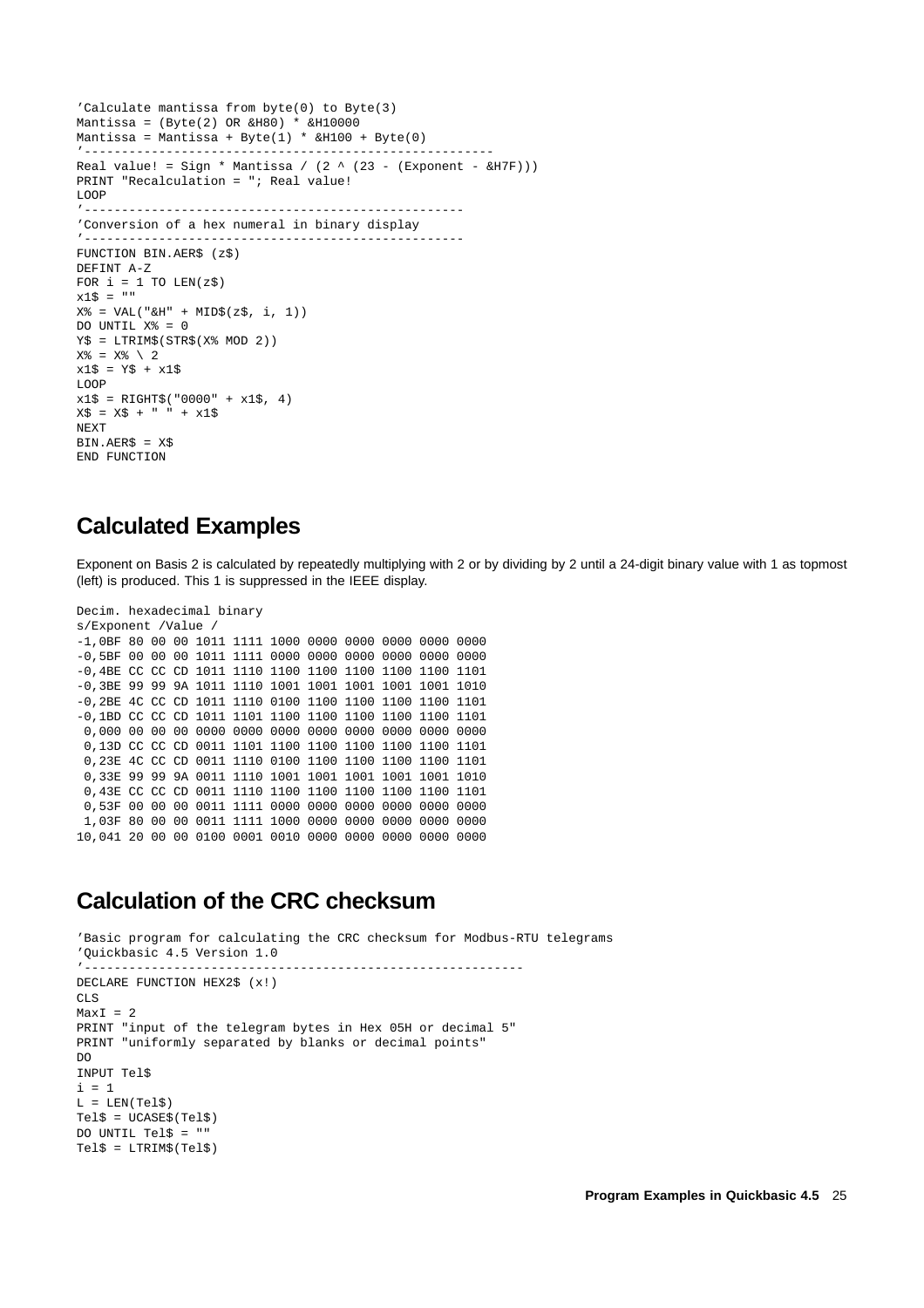```
'Calculate mantissa from byte(0) to Byte(3)
Mantissa = (Byte(2) OR &H80) * &H10000
Mantissa = Mantissa + Byte(1) * &H100 + Byte(0)
'-------------------------------------------------------
Real value! = Sign * Mantissa / (2 ^ (23 - (Exponent - &H7F)))
PRINT "Recalculation = "; Real value!
LOOP
'---------------------------------------------------
'Conversion of a hex numeral in binary display
'---------------------------------------------------
FUNCTION BIN.AER$ (z$)
DEFINT A-Z
FOR i = 1 TO LEN(z$)
x1$ = ""
X% = VAL("&H" + MID$(z$, i, 1))
DO UNTIL X% = 0
Y$ = LTRIM$(STR$(X% MOD 2))
X% = X% \ 2
x1$ = Y$ + x1$
LOOP
x1$ = RIGHT$("0000" + x1$, 4)
X$ = X$ + " " + x1$
NEXT
BIN.AER$ = X$
END FUNCTION
```

## Calculated Examples

Exponent on Basis 2 is calculated by repeatedly multiplying with 2 or by dividing by 2 until a 24-digit binary value with 1 as topmost (left) is produced. This 1 is suppressed in the IEEE display.

```
Decim. hexadecimal binary
s/Exponent /Value /
-1,0BF 80 00 00 1011 1111 1000 0000 0000 0000 0000 0000
-0,5BF 00 00 00 1011 1111 0000 0000 0000 0000 0000 0000
-0,4BE CC CC CD 1011 1110 1100 1100 1100 1100 1100 1101
-0,3BE 99 99 9A 1011 1110 1001 1001 1001 1001 1001 1010
-0,2BE 4C CC CD 1011 1110 0100 1100 1100 1100 1100 1101
-0,1BD CC CC CD 1011 1101 1100 1100 1100 1100 1100 1101
 0,000 00 00 00 0000 0000 0000 0000 0000 0000 0000 0000
 0,13D CC CC CD 0011 1101 1100 1100 1100 1100 1100 1101
 0,23E 4C CC CD 0011 1110 0100 1100 1100 1100 1100 1101
 0,33E 99 99 9A 0011 1110 1001 1001 1001 1001 1001 1010
 0,43E CC CC CD 0011 1110 1100 1100 1100 1100 1100 1101
 0,53F 00 00 00 0011 1111 0000 0000 0000 0000 0000 0000
 1,03F 80 00 00 0011 1111 1000 0000 0000 0000 0000 0000
10,041 20 00 00 0100 0001 0010 0000 0000 0000 0000 0000
```

## Calculation of the CRC checksum

```
'Basic program for calculating the CRC checksum for Modbus-RTU telegrams
'Quickbasic 4.5 Version 1.0
'----------------------------------------------------------
DECLARE FUNCTION HEX2$ (x!)
CLS
MaxI = 2
PRINT "input of the telegram bytes in Hex 05H or decimal 5"
PRINT "uniformly separated by blanks or decimal points"
DO
INPUT Tel$
i = 1
L = LEN(Tel$)
Tel$ = UCASE$(Tel$)
DO UNTIL Tel$ = ""
Tel$ = LTRIM$(Tel$)
```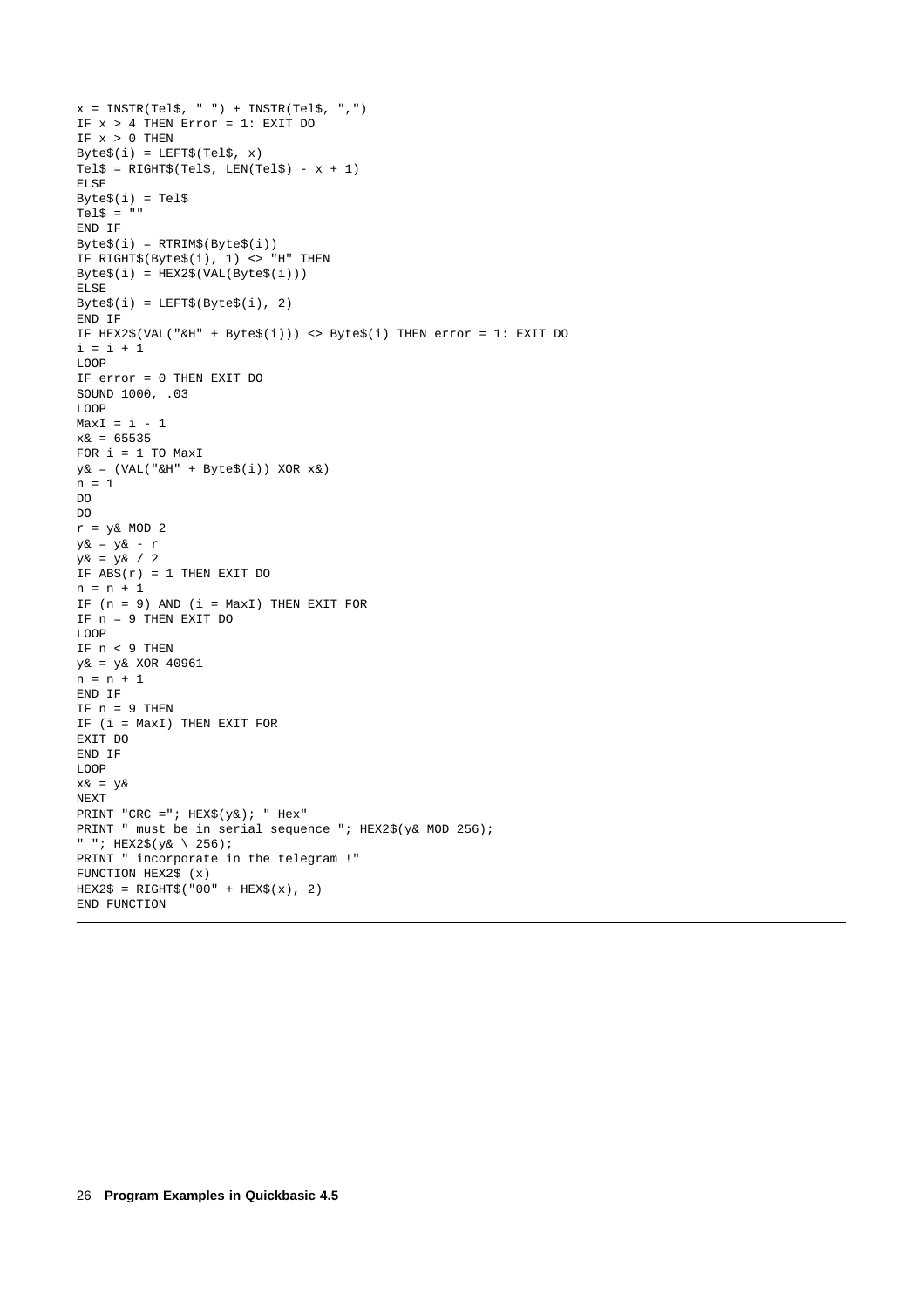```
x = INSTR(Tel$, " ") + INSTR(Tel$, ",")
IF x > 4 THEN Error = 1: EXIT DO
IF x > 0 THEN
Byte$(i) = LEFT$(Tel$, x)
Tel$ = RIGHT$(Tel$, LEN(Tel$) - x + 1)
ELSE
Byte$(i) = Tel$
Tel$ = ""
END IF
Byte$(i) = RTRIM$(Byte$(i))
IF RIGHT$(Byte$(i), 1) <> "H" THEN
Byte$(i) = HEX2$(VAL(Byte$(i)))
ELSE
Byte$(i) = LEFT$(Byte$(i), 2)
END IF
IF HEX2$(VAL("&H" + Byte$(i))) <> Byte$(i) THEN error = 1: EXIT DO
i = i + 1
LOOP
IF error = 0 THEN EXIT DO
SOUND 1000, .03
LOOP
MaxI = i - 1
x& = 65535
FOR i = 1 TO MaxI
y& = (VAL("&H" + Byte$(i)) XOR x&)
n = 1
DO
DO
r = y& MOD 2
y& = y& - r
y& = y& / 2
IF ABS(r) = 1 THEN EXIT DO
n = n + 1
IF (n = 9) AND (i = MaxI) THEN EXIT FOR
IF n = 9 THEN EXIT DO
LOOP
IF n < 9 THEN
y& = y& XOR 40961
n = n + 1
END IF
IF n = 9 THEN
IF (i = MaxI) THEN EXIT FOR
EXIT DO
END IF
LOOP
x& = y&
NEXT
PRINT "CRC ="; HEX$(y&); " Hex"
PRINT " must be in serial sequence "; HEX2$(y& MOD 256);
" "; HEX2$(y& \ 256);
PRINT " incorporate in the telegram !"
FUNCTION HEX2$ (x)
HEX2$ = RIGHT$("00" + HEX$(x), 2)
END FUNCTION
```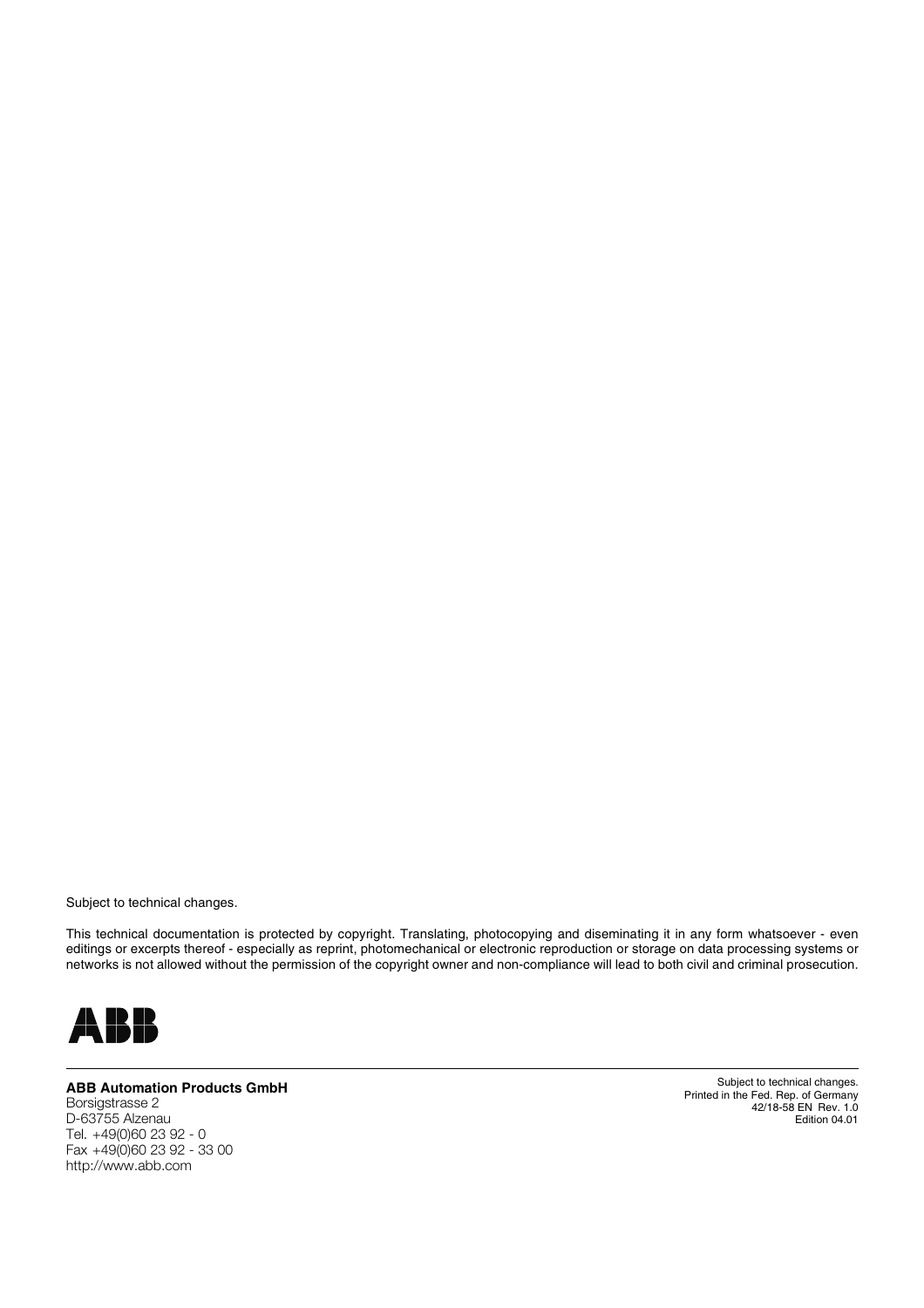Subject to technical changes.

This technical documentation is protected by copyright. Translating, photocopying and diseminating it in any form whatsoever - even editings or excerpts thereof - especially as reprint, photomechanical or electronic reproduction or storage on data processing systems or networks is not allowed without the permission of the copyright owner and non-compliance will lead to both civil and criminal prosecution.

ABB

**ABB Automation Products GmbH**
Borsigstrasse 2
D-63755 Alzenau
Tel. +49(0)60 23 92 - 0
Fax +49(0)60 23 92 - 33 00
http://www.abb.com

Subject to technical changes.
Printed in the Fed. Rep. of Germany
42/18-58 EN Rev. 1.0
Edition 04.01